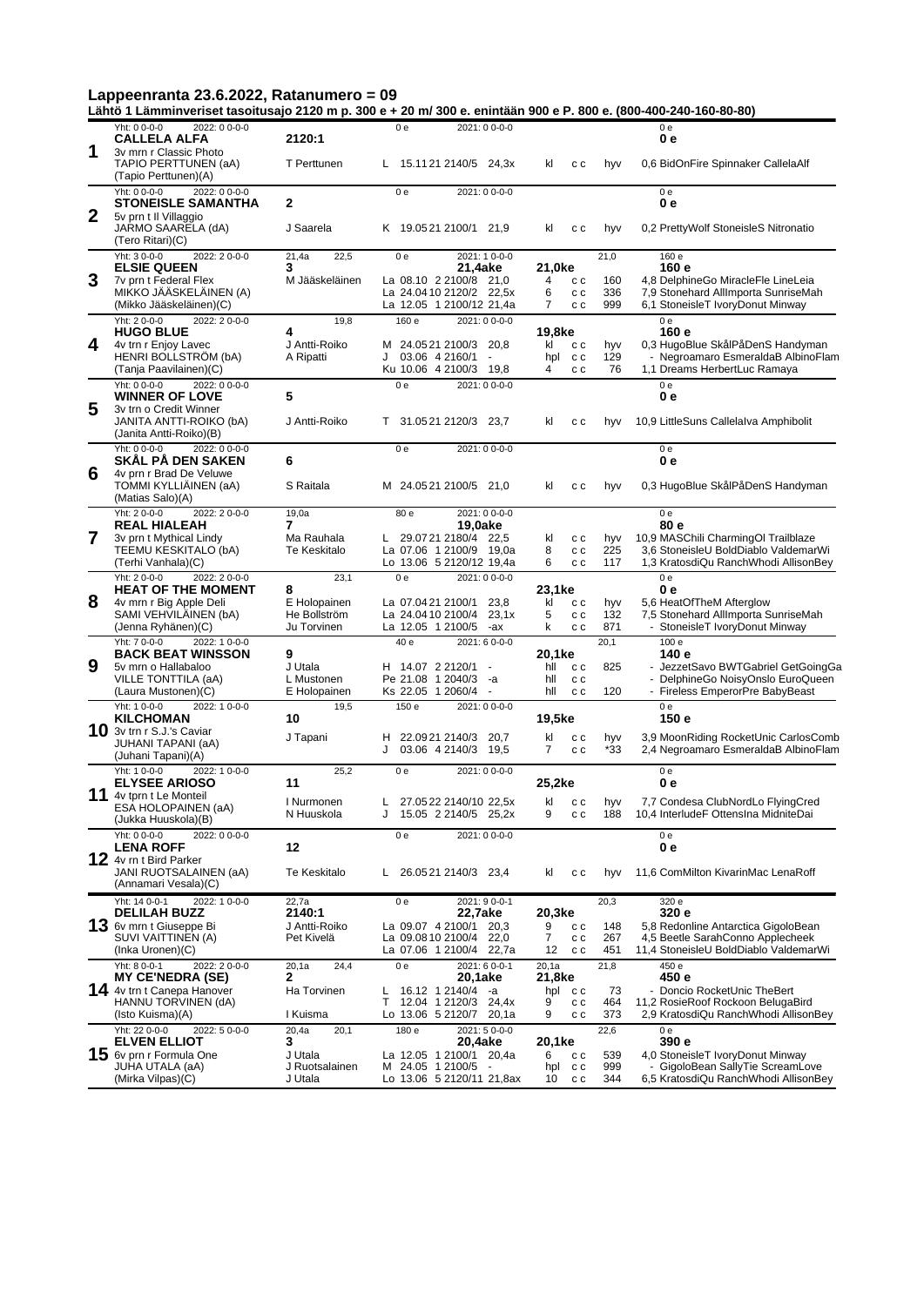# Lappeenranta 23.6.2022, Ratanumero = 09

**Lähtö 1 Lämminveriset tasoitusajo 2120 m p. 300 e + 20 m/ 300 e. enintään 900 e P. 800 e. (800-400-240-160-80-80)**

| Nro | Hevonen | Rata / Ennätys | Starttitiedot | Sij. | Palkinto |
|---|---|---|---|---|---|
| 1 | Yht: 0 0-0-0 2022: 0 0-0-0<br>**CALLELA ALFA**<br>3v mrn r Classic Photo<br>TAPIO PERTTUNEN (aA)<br>(Tapio Perttunen)(A) | 2120:1<br>T Perttunen | 0 e 2021: 0 0-0-0<br>L 15.11 21 2100/5 24,3x kl c c hyv 0,6 BidOnFire Spinnaker CallelaAlf | | 0 e<br>**0 e** |
| 2 | Yht: 0 0-0-0 2022: 0 0-0-0<br>**STONEISLE SAMANTHA**<br>5v prn t Il Villaggio<br>JARMO SAARELA (dA)<br>(Tero Ritari)(C) | 2<br>J Saarela | 0 e 2021: 0 0-0-0<br>K 19.05 21 2100/1 21,9 kl c c hyv 0,2 PrettyWolf StoneisleS Nitronatio | | 0 e<br>**0 e** |
| 3 | Yht: 3 0-0-0 2022: 2 0-0-0<br>**ELSIE QUEEN**<br>7v prn t Federal Flex<br>MIKKO JÄÄSKELÄINEN (A)<br>(Mikko Jääskeläinen)(C) | 21,4a 22,5<br>3<br>M Jääskeläinen | 0 e 2021: 1 0-0-0 **21,4ake**<br>La 08.10 2 2100/8 21,0 4 c c 160 4,8 DelphineGo MiracleFle LineLeia<br>La 24.04 10 2120/2 22,5x 6 c c 336 7,9 Stonehard AllImporta SunriseMah<br>La 12.05 1 2100/12 21,4a 7 c c 999 6,1 StoneisleT IvoryDonut Minway | **21,0ke** 21,0 | 160 e<br>**160 e** |
| 4 | Yht: 2 0-0-0 2022: 2 0-0-0<br>**HUGO BLUE**<br>4v prn r Enjoy Lavec<br>HENRI BOLLSTRÖM (bA)<br>(Tanja Paavilainen)(C) | 19,8<br>4<br>J Antti-Roiko<br>A Ripatti | 160 e 2021: 0 0-0-0<br>M 24.05 21 2100/3 20,8 kl c c hyv 0,3 HugoBlue SkålPåDenS Handyman<br>J 03.06 4 2160/1 - hpl c c 129 - Negroamaro EsmeraldaB AlbinoFlam<br>Ku 10.06 4 2100/3 19,8 4 c c 76 1,1 Dreams HerbertLuc Ramaya | **19,8ke** | 0 e<br>**160 e** |
| 5 | Yht: 0 0-0-0 2022: 0 0-0-0<br>**WINNER OF LOVE**<br>3v trn o Credit Winner<br>JANITA ANTTI-ROIKO (bA)<br>(Janita Antti-Roiko)(B) | 5<br>J Antti-Roiko | 0 e 2021: 0 0-0-0<br>T 31.05 21 2120/3 23,7 kl c c hyv 10,9 LittleSuns CallelaIva Amphibolit | | 0 e<br>**0 e** |
| 6 | Yht: 0 0-0-0 2022: 0 0-0-0<br>**SKÅL PÅ DEN SAKEN**<br>4v prn r Brad De Veluwe<br>TOMMI KYLLIÄINEN (aA)<br>(Matias Salo)(A) | 6<br>S Raitala | 0 e 2021: 0 0-0-0<br>M 24.05 21 2100/5 21,0 kl c c hyv 0,3 HugoBlue SkålPåDenS Handyman | | 0 e<br>**0 e** |
| 7 | Yht: 2 0-0-0 2022: 2 0-0-0<br>**REAL HIALEAH**<br>3v prn r Mythical Lindy<br>TEEMU KESKITALO (bA)<br>(Terhi Vanhala)(C) | 19,0a<br>7<br>Ma Rauhala<br>Te Keskitalo | 80 e 2021: 0 0-0-0 **19,0ake**<br>L 29.07 21 2180/4 22,5 kl c c hyv 10,9 MASChili CharmingOl Trailblaze<br>La 07.06 1 2100/9 19,0a 8 c c 225 3,6 StoneisleU BoldDiablo ValdemarWi<br>Lo 13.06 5 2120/12 19,4a 6 c c 117 1,3 KratosdiQu RanchWhodi AllisonBey | | 0 e<br>**80 e** |
| 8 | Yht: 2 0-0-0 2022: 2 0-0-0<br>**HEAT OF THE MOMENT**<br>4v mrn r Big Apple Deli<br>SAMI VEHVILÄINEN (bA)<br>(Jenna Ryhänen)(C) | 23,1<br>8<br>E Holopainen<br>He Bollström<br>Ju Torvinen | 0 e 2021: 0 0-0-0<br>La 07.04 21 2100/1 23,8 kl c c hyv 5,6 HeatOfTheM Afterglow<br>La 24.04 10 2100/4 23,1x 5 c c 132 7,5 Stonehard AllImporta SunriseMah<br>La 12.05 1 2100/5 -ax k c c 871 - StoneisleT IvoryDonut Minway | **23,1ke** | 0 e<br>**0 e** |
| 9 | Yht: 7 0-0-0 2022: 1 0-0-0<br>**BACK BEAT WINSSON**<br>5v mrn o Hallabaloo<br>VILLE TONTTILA (aA)<br>(Laura Mustonen)(C) | 9<br>J Utala<br>L Mustonen<br>E Holopainen | 40 e 2021: 6 0-0-0<br>H 14.07 2 2120/1 - hll c c 825 - JezzetSavo BWTGabriel GetGoingGa<br>Pe 21.08 1 2040/3 -a hll c c - DelphineGo NoisyOnslo EuroQueen<br>Ks 22.05 1 2060/4 - hll c c 120 - Fireless EmperorPre BabyBeast | **20,1ke** 20,1 | 100 e<br>**140 e** |
| 10 | Yht: 1 0-0-0 2022: 1 0-0-0<br>**KILCHOMAN**<br>3v trn r S.J.'s Caviar<br>JUHANI TAPANI (aA)<br>(Juhani Tapani)(A) | 19,5<br>10<br>J Tapani | 150 e 2021: 0 0-0-0<br>H 22.09 21 2140/3 20,7 kl c c hyv 3,9 MoonRiding RocketUnic CarlosComb<br>J 03.06 4 2140/3 19,5 7 c c *33 2,4 Negroamaro EsmeraldaB AlbinoFlam | **19,5ke** | 0 e<br>**150 e** |
| 11 | Yht: 1 0-0-0 2022: 1 0-0-0<br>**ELYSEE ARIOSO**<br>4v tprn t Le Monteil<br>ESA HOLOPAINEN (aA)<br>(Jukka Huuskola)(B) | 25,2<br>11<br>I Nurmonen<br>N Huuskola | 0 e 2021: 0 0-0-0<br>L 27.05 22 2140/10 22,5x kl c c hyv 7,7 Condesa ClubNordLo FlyingCred<br>J 15.05 2 2140/5 25,2x 9 c c 188 10,4 InterludeF OttensIna MidniteDai | **25,2ke** | 0 e<br>**0 e** |
| 12 | Yht: 0 0-0-0 2022: 0 0-0-0<br>**LENA ROFF**<br>4v rn t Bird Parker<br>JANI RUOTSALAINEN (aA)<br>(Annamari Vesala)(C) | 12<br>Te Keskitalo | 0 e 2021: 0 0-0-0<br>L 26.05 21 2140/3 23,4 kl c c hyv 11,6 ComMilton KivarinMac LenaRoff | | 0 e<br>**0 e** |
| 13 | Yht: 14 0-0-1 2022: 1 0-0-0<br>**DELILAH BUZZ**<br>6v mrn t Giuseppe Bi<br>SUVI VAITTINEN (A)<br>(Inka Uronen)(C) | 22,7a<br>2140:1<br>J Antti-Roiko<br>Pet Kivelä | 0 e 2021: 9 0-0-1 **22,7ake**<br>La 09.07 4 2100/1 20,3 9 c c 148 5,8 Redonline Antarctica GigoloBean<br>La 09.08 10 2100/4 22,0 7 c c 267 4,5 Beetle SarahConno Applecheek<br>La 07.06 1 2100/4 22,7a 12 c c 451 11,4 StoneisleU BoldDiablo ValdemarWi | **20,3ke** 20,3 | 320 e<br>**320 e** |
| 14 | Yht: 8 0-0-1 2022: 2 0-0-0<br>**MY CE'NEDRA (SE)**<br>4v trn t Canepa Hanover<br>HANNU TORVINEN (dA)<br>(Isto Kuisma)(A) | 20,1a 24,4<br>2<br>Ha Torvinen<br>I Kuisma | 0 e 2021: 6 0-0-1 **20,1ake**<br>L 16.12 1 2140/4 -a hpl c c 73 - Doncio RocketUnic TheBert<br>T 12.04 1 2120/3 24,4x 9 c c 464 11,2 RosieRoof Rockoon BelugaBird<br>Lo 13.06 5 2120/7 20,1a 9 c c 373 2,9 KratosdiQu RanchWhodi AllisonBey | 20,1a<br>**21,8ke** 21,8 | 450 e<br>**450 e** |
| 15 | Yht: 22 0-0-0 2022: 5 0-0-0<br>**ELVEN ELLIOT**<br>6v prn r Formula One<br>JUHA UTALA (aA)<br>(Mirka Vilpas)(C) | 20,4a 20,1<br>3<br>J Utala<br>J Ruotsalainen<br>J Utala | 180 e 2021: 5 0-0-0 **20,4ake**<br>La 12.05 1 2100/1 20,4a 6 c c 539 4,0 StoneisleT IvoryDonut Minway<br>M 24.05 1 2100/5 - hpl c c 999 - GigoloBean SallyTie ScreamLove<br>Lo 13.06 5 2120/11 21,8ax 10 c c 344 6,5 KratosdiQu RanchWhodi AllisonBey | **20,1ke** 22,6 | 0 e<br>**390 e** |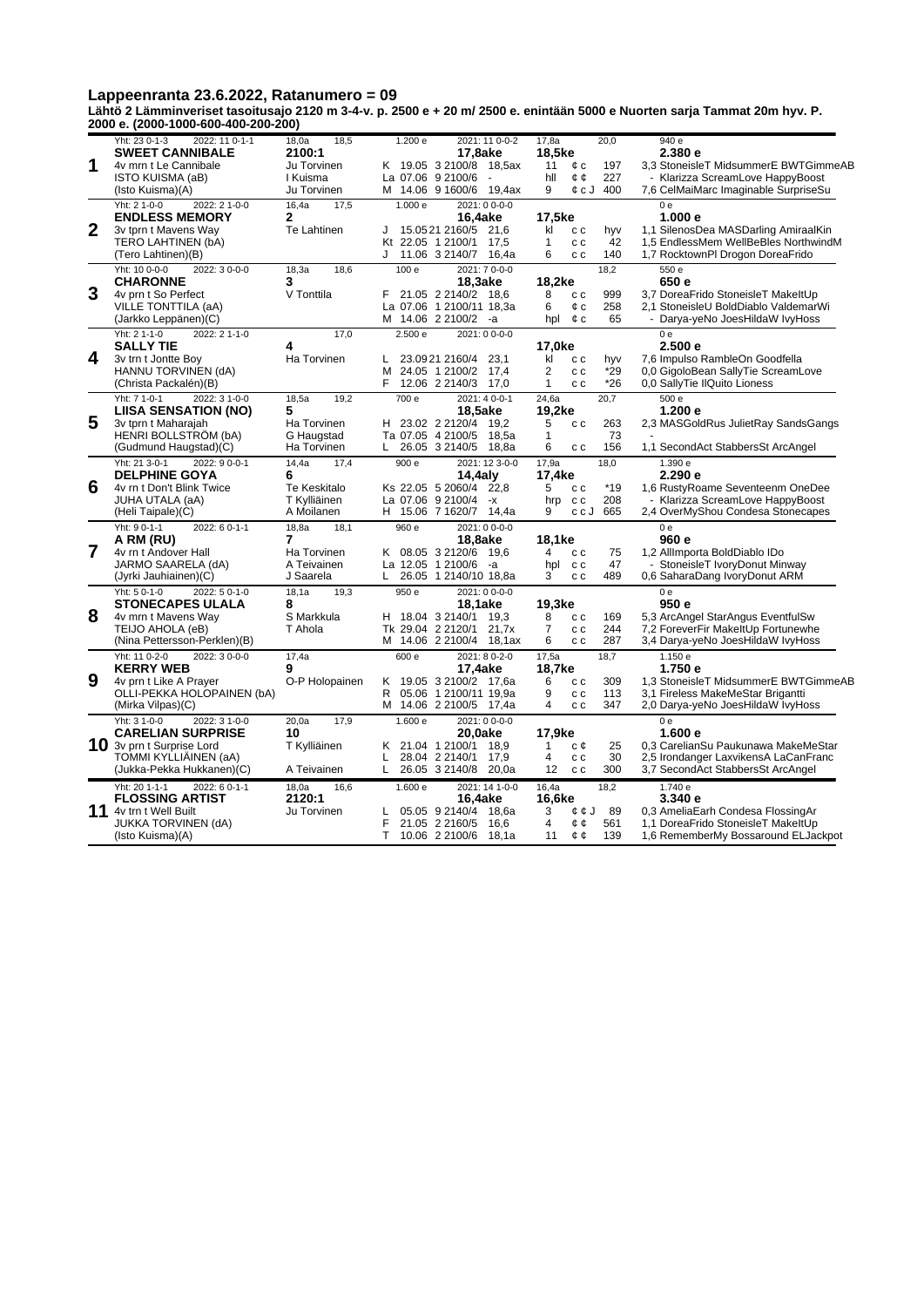# Lappeenranta 23.6.2022, Ratanumero = 09

**Lähtö 2 Lämminveriset tasoitusajo 2120 m 3-4-v. p. 2500 e + 20 m/ 2500 e. enintään 5000 e Nuorten sarja Tammat 20m hyv. P. 2000 e. (2000-1000-600-400-200-200)**

| Nro | Hevonen | Ohjastaja / Valmentaja | Ennätykset / Starttitiedot | | Palkinnot / Huomiot |
|---|---|---|---|---|---|
| **1** | Yht: 23 0-1-3 2022: 11 0-1-1<br>**SWEET CANNIBALE**<br>4v mrn t Le Cannibale<br>ISTO KUISMA (aB)<br>(Isto Kuisma)(A) | 18,0a 18,5<br>**2100:1**<br>Ju Torvinen<br>I Kuisma<br>Ju Torvinen | 1.200 e 2021: 11 0-0-2<br>**17,8ake**<br>K 19.05 3 2100/8 18,5ax<br>La 07.06 9 2100/6 -<br>M 14.06 9 1600/6 19,4ax | 17,8a 20,0<br>**18,5ke**<br>11 ¢ c 197<br>hll ¢ ¢ 227<br>9 ¢ c J 400 | 940 e<br>**2.380 e**<br>3,3 StoneisleT MidsummerE BWTGimmeAB<br>- Klarizza ScreamLove HappyBoost<br>7,6 CelMaiMarc Imaginable SurpriseSu |
| **2** | Yht: 2 1-0-0 2022: 2 1-0-0<br>**ENDLESS MEMORY**<br>3v tprn t Mavens Way<br>TERO LAHTINEN (bA)<br>(Tero Lahtinen)(B) | 16,4a 17,5<br>**2**<br>Te Lahtinen | 1.000 e 2021: 0 0-0-0<br>**16,4ake**<br>J 15.05 21 2160/5 21,6<br>Kt 22.05 1 2100/1 17,5<br>J 11.06 3 2140/7 16,4a | **17,5ke**<br>kl c c hyv<br>1 c c 42<br>6 c c 140 | 0 e<br>**1.000 e**<br>1,1 SilenosDea MASDarling AmiraalKin<br>1,5 EndlessMem WellBeBles NorthwindM<br>1,7 RocktownPl Drogon DoreaFrido |
| **3** | Yht: 10 0-0-0 2022: 3 0-0-0<br>**CHARONNE**<br>4v prn t So Perfect<br>VILLE TONTTILA (aA)<br>(Jarkko Leppänen)(C) | 18,3a 18,6<br>**3**<br>V Tonttila | 100 e 2021: 7 0-0-0<br>**18,3ake**<br>F 21.05 2 2140/2 18,6<br>La 07.06 1 2100/11 18,3a<br>M 14.06 2 2100/2 -a | 18,2<br>**18,2ke**<br>8 c c 999<br>6 ¢ c 258<br>hpl ¢ c 65 | 550 e<br>**650 e**<br>3,7 DoreaFrido StoneisleT MakeItUp<br>2,1 StoneisleU BoldDiablo ValdemarWi<br>- Darya-yeNo JoesHildaW IvyHoss |
| **4** | Yht: 2 1-1-0 2022: 2 1-1-0<br>**SALLY TIE**<br>3v trn t Jontte Boy<br>HANNU TORVINEN (dA)<br>(Christa Packalén)(B) | 17,0<br>**4**<br>Ha Torvinen | 2.500 e 2021: 0 0-0-0<br>L 23.09 21 2160/4 23,1<br>M 24.05 1 2100/2 17,4<br>F 12.06 2 2140/3 17,0 | **17,0ke**<br>kl c c hyv<br>2 c c *29<br>1 c c *26 | 0 e<br>**2.500 e**<br>7,6 Impulso RambleOn Goodfella<br>0,0 GigoloBean SallyTie ScreamLove<br>0,0 SallyTie IlQuito Lioness |
| **5** | Yht: 7 1-0-1 2022: 3 1-0-0<br>**LIISA SENSATION (NO)**<br>3v tprn t Maharajah<br>HENRI BOLLSTRÖM (bA)<br>(Gudmund Haugstad)(C) | 18,5a 19,2<br>**5**<br>Ha Torvinen<br>G Haugstad<br>Ha Torvinen | 700 e 2021: 4 0-0-1<br>**18,5ake**<br>H 23.02 2 2120/4 19,2<br>Ta 07.05 4 2100/5 18,5a<br>L 26.05 3 2140/5 18,8a | 24,6a 20,7<br>**19,2ke**<br>5 c c 263<br>1 73<br>6 c c 156 | 500 e<br>**1.200 e**<br>2,3 MASGoldRus JulietRay SandsGangs<br>-<br>1,1 SecondAct StabbersSt ArcAngel |
| **6** | Yht: 21 3-0-1 2022: 9 0-0-1<br>**DELPHINE GOYA**<br>4v rn t Don't Blink Twice<br>JUHA UTALA (aA)<br>(Heli Taipale)(C) | 14,4a 17,4<br>**6**<br>Te Keskitalo<br>T Kylliäinen<br>A Moilanen | 900 e 2021: 12 3-0-0<br>**14,4aly**<br>Ks 22.05 5 2060/4 22,8<br>La 07.06 9 2100/4 -x<br>H 15.06 7 1620/7 14,4a | 17,9a 18,0<br>**17,4ke**<br>5 c c *19<br>hrp c c 208<br>9 c c J 665 | 1.390 e<br>**2.290 e**<br>1,6 RustyRoame Seventeenm OneDee<br>- Klarizza ScreamLove HappyBoost<br>2,4 OverMyShou Condesa Stonecapes |
| **7** | Yht: 9 0-1-1 2022: 6 0-1-1<br>**A RM (RU)**<br>4v rn t Andover Hall<br>JARMO SAARELA (dA)<br>(Jyrki Jauhiainen)(C) | 18,8a 18,1<br>**7**<br>Ha Torvinen<br>A Teivainen<br>J Saarela | 960 e 2021: 0 0-0-0<br>**18,8ake**<br>K 08.05 3 2120/6 19,6<br>La 12.05 1 2100/6 -a<br>L 26.05 1 2140/10 18,8a | **18,1ke**<br>4 c c 75<br>hpl c c 47<br>3 c c 489 | 0 e<br>**960 e**<br>1,2 AllImporta BoldDiablo IDo<br>- StoneisleT IvoryDonut Minway<br>0,6 SaharaDang IvoryDonut ARM |
| **8** | Yht: 5 0-1-0 2022: 5 0-1-0<br>**STONECAPES ULALA**<br>4v mrn t Mavens Way<br>TEIJO AHOLA (eB)<br>(Nina Pettersson-Perklen)(B) | 18,1a 19,3<br>**8**<br>S Markkula<br>T Ahola | 950 e 2021: 0 0-0-0<br>**18,1ake**<br>H 18.04 3 2140/1 19,3<br>Tk 29.04 2 2120/1 21,7x<br>M 14.06 2 2100/4 18,1ax | **19,3ke**<br>8 c c 169<br>7 c c 244<br>6 c c 287 | 0 e<br>**950 e**<br>5,3 ArcAngel StarAngus EventfulSw<br>7,2 ForeverFir MakeItUp Fortunewhe<br>3,4 Darya-yeNo JoesHildaW IvyHoss |
| **9** | Yht: 11 0-2-0 2022: 3 0-0-0<br>**KERRY WEB**<br>4v prn t Like A Prayer<br>OLLI-PEKKA HOLOPAINEN (bA)<br>(Mirka Vilpas)(C) | 17,4a<br>**9**<br>O-P Holopainen | 600 e 2021: 8 0-2-0<br>**17,4ake**<br>K 19.05 3 2100/2 17,6a<br>R 05.06 1 2100/11 19,9a<br>M 14.06 2 2100/5 17,4a | 17,5a 18,7<br>**18,7ke**<br>6 c c 309<br>9 c c 113<br>4 c c 347 | 1.150 e<br>**1.750 e**<br>1,3 StoneisleT MidsummerE BWTGimmeAB<br>3,1 Fireless MakeMeStar Brigantti<br>2,0 Darya-yeNo JoesHildaW IvyHoss |
| **10** | Yht: 3 1-0-0 2022: 3 1-0-0<br>**CARELIAN SURPRISE**<br>3v prn t Surprise Lord<br>TOMMI KYLLIÄINEN (aA)<br>(Jukka-Pekka Hukkanen)(C) | 20,0a 17,9<br>**10**<br>T Kylliäinen<br><br>A Teivainen | 1.600 e 2021: 0 0-0-0<br>**20,0ake**<br>K 21.04 1 2100/1 18,9<br>L 28.04 2 2140/1 17,9<br>L 26.05 3 2140/8 20,0a | **17,9ke**<br>1 c ¢ 25<br>4 c c 30<br>12 c c 300 | 0 e<br>**1.600 e**<br>0,3 CarelianSu Paukunawa MakeMeStar<br>2,5 Irondanger LaxvikensA LaCanFranc<br>3,7 SecondAct StabbersSt ArcAngel |
| **11** | Yht: 20 1-1-1 2022: 6 0-1-1<br>**FLOSSING ARTIST**<br>4v trn t Well Built<br>JUKKA TORVINEN (dA)<br>(Isto Kuisma)(A) | 18,0a 16,6<br>**2120:1**<br>Ju Torvinen | 1.600 e 2021: 14 1-0-0<br>**16,4ake**<br>L 05.05 9 2140/4 18,6a<br>F 21.05 2 2160/5 16,6<br>T 10.06 2 2100/6 18,1a | 16,4a 18,2<br>**16,6ke**<br>3 ¢ ¢ J 89<br>4 ¢ ¢ 561<br>11 ¢ ¢ 139 | 1.740 e<br>**3.340 e**<br>0,3 AmeliaEarh Condesa FlossingAr<br>1,1 DoreaFrido StoneisleT MakeItUp<br>1,6 RememberMy Bossaround ELJackpot |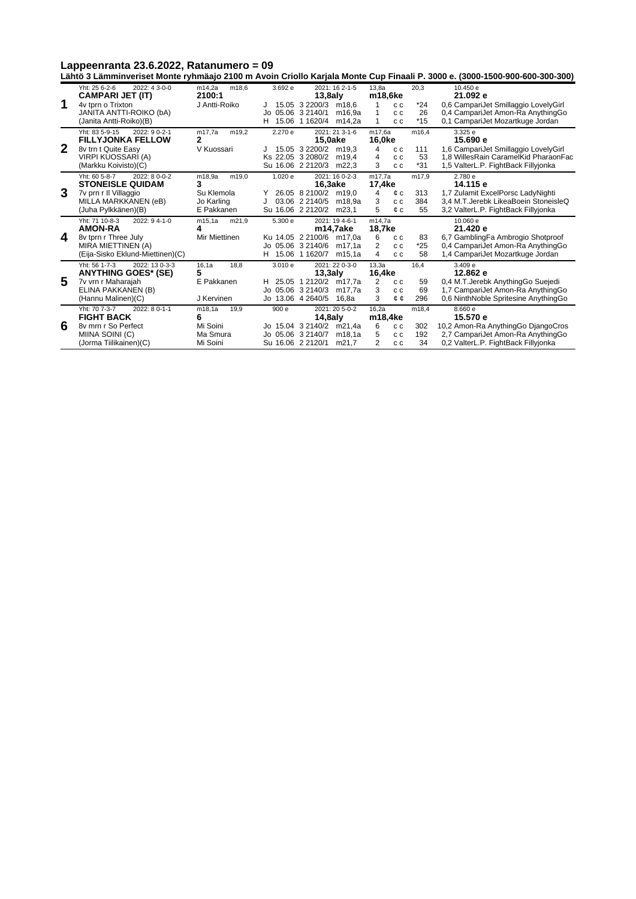# Lappeenranta 23.6.2022, Ratanumero = 09

**Lähtö 3 Lämminveriset Monte ryhmäajo 2100 m Avoin Criollo Karjala Monte Cup Finaali P. 3000 e. (3000-1500-900-600-300-300)**

| Nro | Hevonen | | | | | |
|---|---|---|---|---|---|---|
| **1** | Yht: 25 6-2-6 2022: 4 3-0-0<br>**CAMPARI JET (IT)**<br>4v tprn o Trixton<br>JANITA ANTTI-ROIKO (bA)<br>(Janita Antti-Roiko)(B) | m14,2a m18,6<br>**2100:1**<br>J Antti-Roiko | 3.692 e 2021: 16 2-1-5<br>**13,8aly**<br>J 15.05 3 2200/3 m18,6<br>Jo 05.06 3 2140/1 m16,9a<br>H 15.06 1 1620/4 m14,2a | 13,8a 20,3<br>**m18,6ke**<br>1 c c *24<br>1 c c 26<br>1 c c *15 | 10.450 e<br>**21.092 e**<br>0,6 CampariJet Smillaggio LovelyGirl<br>0,4 CampariJet Amon-Ra AnythingGo<br>0,1 CampariJet Mozartkuge Jordan |
| **2** | Yht: 83 5-9-15 2022: 9 0-2-1<br>**FILLYJONKA FELLOW**<br>8v trn t Quite Easy<br>VIRPI KUOSSARI (A)<br>(Markku Koivisto)(C) | m17,7a m19,2<br>**2**<br>V Kuossari | 2.270 e 2021: 21 3-1-6<br>**15,0ake**<br>J 15.05 3 2200/2 m19,3<br>Ks 22.05 3 2080/2 m19,4<br>Su 16.06 2 2120/3 m22,3 | m17,6a m16,4<br>**16,0ke**<br>4 c c 111<br>4 c c 53<br>3 c c *31 | 3.325 e<br>**15.690 e**<br>1,6 CampariJet Smillaggio LovelyGirl<br>1,8 WillesRain CaramelKid PharaonFac<br>1,5 ValterL.P. FightBack Fillyjonka |
| **3** | Yht: 60 5-8-7 2022: 8 0-0-2<br>**STONEISLE QUIDAM**<br>7v prn r Il Villaggio<br>MILLA MARKKANEN (eB)<br>(Juha Pylkkänen)(B) | m18,9a m19,0<br>**3**<br>Su Klemola<br>Jo Karling<br>E Pakkanen | 1.020 e 2021: 16 0-2-3<br>**16,3ake**<br>Y 26.05 8 2100/2 m19,0<br>J 03.06 2 2140/5 m18,9a<br>Su 16.06 2 2120/2 m23,1 | m17,7a m17,9<br>**17,4ke**<br>4 ¢ c 313<br>3 c c 384<br>5 ¢ c 55 | 2.780 e<br>**14.115 e**<br>1,7 Zulamit ExcelPorsc LadyNighti<br>3,4 M.T.Jerebk LikeaBoein StoneisleQ<br>3,2 ValterL.P. FightBack Fillyjonka |
| **4** | Yht: 71 10-8-3 2022: 9 4-1-0<br>**AMON-RA**<br>8v tprn r Three July<br>MIRA MIETTINEN (A)<br>(Eija-Sisko Eklund-Miettinen)(C) | m15,1a m21,9<br>**4**<br>Mir Miettinen | 5.300 e 2021: 19 4-6-1<br>**m14,7ake**<br>Ku 14.05 2 2100/6 m17,0a<br>Jo 05.06 3 2140/6 m17,1a<br>H 15.06 1 1620/7 m15,1a | m14,7a<br>**18,7ke**<br>6 c c 83<br>2 c c *25<br>4 c c 58 | 10.060 e<br>**21.420 e**<br>6,7 GamblingFa Ambrogio Shotproof<br>0,4 CampariJet Amon-Ra AnythingGo<br>1,4 CampariJet Mozartkuge Jordan |
| **5** | Yht: 56 1-7-3 2022: 13 0-3-3<br>**ANYTHING GOES* (SE)**<br>7v vrn r Maharajah<br>ELINA PAKKANEN (B)<br>(Hannu Malinen)(C) | 16,1a 18,8<br>**5**<br>E Pakkanen<br><br>J Kervinen | 3.010 e 2021: 22 0-3-0<br>**13,3aly**<br>H 25.05 1 2120/2 m17,7a<br>Jo 05.06 3 2140/3 m17,7a<br>Jo 13.06 4 2640/5 16,8a | 13,3a 16,4<br>**16,4ke**<br>2 c c 59<br>3 c c 69<br>3 ¢ ¢ 296 | 3.409 e<br>**12.862 e**<br>0,4 M.T.Jerebk AnythingGo Suejedi<br>1,7 CampariJet Amon-Ra AnythingGo<br>0,6 NinthNoble Spritesine AnythingGo |
| **6** | Yht: 70 7-3-7 2022: 8 0-1-1<br>**FIGHT BACK**<br>8v mrn r So Perfect<br>MIINA SOINI (C)<br>(Jorma Tiilikainen)(C) | m18,1a 19,9<br>**6**<br>Mi Soini<br>Ma Smura<br>Mi Soini | 900 e 2021: 20 5-0-2<br>**14,8aly**<br>Jo 15.04 3 2140/2 m21,4a<br>Jo 05.06 3 2140/7 m18,1a<br>Su 16.06 2 2120/1 m21,7 | 16,2a m18,4<br>**m18,4ke**<br>6 c c 302<br>5 c c 192<br>2 c c 34 | 8.660 e<br>**15.570 e**<br>10,2 Amon-Ra AnythingGo DjangoCros<br>2,7 CampariJet Amon-Ra AnythingGo<br>0,2 ValterL.P. FightBack Fillyjonka |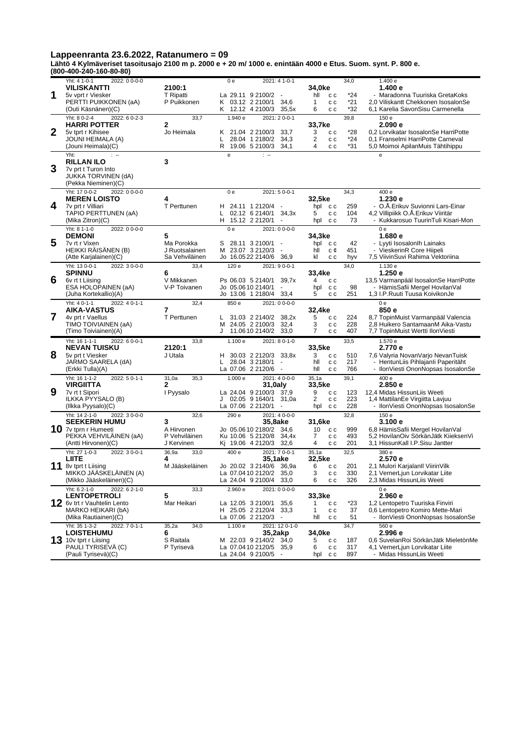# Lappeenranta 23.6.2022, Ratanumero = 09

**Lähtö 4 Kylmäveriset tasoitusajo 2100 m p. 2000 e + 20 m/ 1000 e. enintään 4000 e Etus. Suom. synt. P. 800 e. (800-400-240-160-80-80)**

| Nro | Hevonen | Tiedot | Viimeiset startit | Sij/Kerroin | Palkinnot |
|---|---|---|---|---|---|
| **1** | Yht: 4 1-0-1 2022: 0 0-0-0<br>**VILISKANTTI**<br>5v vprt r Viesker<br>PERTTI PUIKKONEN (aA)<br>(Outi Käsnänen)(C) | **2100:1**<br>T Ripatti<br>P Puikkonen | 0 e 2021: 4 1-0-1<br>La 29.11 9 2100/2 -<br>K 03.12 2 2100/1 34,6<br>K 12.12 4 2100/3 35,5x | **34,0ke** 34,0<br>hll c c *24<br>1 c c *21<br>6 c c *32 | 1.400 e<br>**1.400 e**<br>- Maradonna Tuuriska GretaKoks<br>2,0 Viliskantt Chekkonen IsosalonSe<br>6,1 Karelia SavonSisu Carmenella |
| **2** | Yht: 8 0-2-4 2022: 6 0-2-3<br>**HARRI POTTER**<br>5v tprt r Kihisee<br>JOUNI HEIMALA (A)<br>(Jouni Heimala)(C) | 33,7<br>**2**<br>Jo Heimala | 1.940 e 2021: 2 0-0-1<br>K 21.04 2 2100/3 33,7<br>L 28.04 1 2180/2 34,3<br>R 19.06 5 2100/3 34,1 | **33,7ke** 39,8<br>3 c c *28<br>2 c c *24<br>4 c c *31 | 150 e<br>**2.090 e**<br>0,2 Lorvikatar IsosalonSe HarriPotte<br>0,1 Franselmi HarriPotte Carneval<br>5,0 Moimoi ApilanMuis Tähtihippu |
| **3** | Yht: : --<br>**RILLAN ILO**<br>7v prt t Turon Into<br>JUKKA TORVINEN (dA)<br>(Pekka Nieminen)(C) | **3** | e : -- | | e |
| **4** | Yht: 17 0-0-2 2022: 0 0-0-0<br>**MEREN LOISTO**<br>7v prt r Villiari<br>TAPIO PERTTUNEN (aA)<br>(Mika Zitron)(C) | **4**<br>T Perttunen | 0 e 2021: 5 0-0-1<br>H 24.11 1 2120/4 -<br>L 02.12 6 2140/1 34,3x<br>H 15.12 2 2120/1 - | **32,5ke** 34,3<br>hpl c c 259<br>5 c c 104<br>hpl c c 73 | 400 e<br>**1.230 e**<br>- O.Å.Erikuv Suvionni Lars-Einar<br>4,2 Villipiikk O.Å.Erikuv Viiritär<br>- Kukkarosuo TuurinTuli Kisari-Mon |
| **5** | Yht: 8 1-1-0 2022: 0 0-0-0<br>**DEMONI**<br>7v rt r Vixen<br>HEIKKI RÄISÄNEN (B)<br>(Atte Karjalainen)(C) | **5**<br>Ma Porokka<br>J Ruotsalainen<br>Sa Vehviläinen | 0 e 2021: 0 0-0-0<br>S 28.11 3 2100/1 -<br>M 23.07 3 2120/3 -<br>Jo 16.05 22 2140/6 36,9 | **34,3ke**<br>hpl c c 42<br>hll c ¢ 451<br>kl c c hyv | 0 e<br>**1.680 e**<br>- Lyyti IsosalonIh Lainaks<br>- VieskerinR Core Hiipeli<br>7,5 ViivinSuvi Rahima Vektoriina |
| **6** | Yht: 13 0-0-1 2022: 3 0-0-0<br>**SPINNU**<br>6v rt t Liising<br>ESA HOLOPAINEN (aA)<br>(Juha Kortekallio)(A) | 33,4<br>**6**<br>V Mikkanen<br>V-P Toivanen | 120 e 2021: 9 0-0-1<br>Ps 06.03 5 2140/1 39,7x<br>Jo 05.06 10 2140/1 -<br>Jo 13.06 1 2180/4 33,4 | **33,4ke** 34,0<br>4 c c<br>hpl c c 98<br>5 c c 251 | 1.130 e<br>**1.250 e**<br>13,5 Varmanpääl IsosalonSe HarriPotte<br>- HämisSafii Mergel HovilanVal<br>1,3 I.P.Ruuti Tuusa KoivikonJe |
| **7** | Yht: 4 0-1-1 2022: 4 0-1-1<br>**AIKA-VASTUS**<br>4v prt r Vaellus<br>TIMO TOIVIAINEN (aA)<br>(Timo Toiviainen)(A) | 32,4<br>**7**<br>T Perttunen | 850 e 2021: 0 0-0-0<br>L 31.03 2 2140/2 38,2x<br>M 24.05 2 2100/3 32,4<br>J 11.06 10 2140/2 33,0 | **32,4ke**<br>5 c c 224<br>3 c c 228<br>7 c c 407 | 0 e<br>**850 e**<br>8,7 TopinMuist Varmanpääl Valencia<br>2,8 Huikero SantamaanM Aika-Vastu<br>7,7 TopinMuist Wertti IlonViesti |
| **8** | Yht: 16 1-1-1 2022: 6 0-0-1<br>**NEVAN TUISKU**<br>5v prt t Viesker<br>JARMO SAARELA (dA)<br>(Erkki Tulla)(A) | 33,8<br>**2120:1**<br>J Utala | 1.100 e 2021: 8 0-1-0<br>H 30.03 2 2120/3 33,8x<br>L 28.04 3 2180/1 -<br>La 07.06 2 2120/6 - | **33,5ke** 33,5<br>3 c c 510<br>hll c c 217<br>hll c c 766 | 1.570 e<br>**2.770 e**<br>7,6 Valyria NovanVarjo NevanTuisk<br>- HentunLiis PihlajanIi Paperitäht<br>- IlonViesti OnonNopsas IsosalonSe |
| **9** | Yht: 16 1-1-2 2022: 5 0-1-1<br>**VIRGIITTA**<br>7v rt t Sipori<br>ILKKA PYYSALO (B)<br>(Ilkka Pyysalo)(C) | 31,0a 35,3<br>**2**<br>I Pyysalo | 1.000 e 2021: 4 0-0-0<br>**31,0aly**<br>La 24.04 9 2100/3 37,9<br>J 02.05 9 1640/1 31,0a<br>La 07.06 2 2120/1 - | 35,1a 39,1<br>**33,5ke**<br>9 c c 123<br>2 c c 223<br>hpl c c 228 | 400 e<br>**2.850 e**<br>12,4 Midas HissunLiis Weeti<br>1,4 MattilanEe Virgiitta Lavjuu<br>- IlonViesti OnonNopsas IsosalonSe |
| **10** | Yht: 14 2-1-0 2022: 3 0-0-0<br>**SEEKERIN HUMU**<br>7v tprn r Humeeti<br>PEKKA VEHVILÄINEN (aA)<br>(Antti Hirvonen)(C) | 32,6<br>**3**<br>A Hirvonen<br>P Vehviläinen<br>J Kervinen | 290 e 2021: 4 0-0-0<br>**35,8ake**<br>Jo 05.06 10 2180/2 34,6<br>Ku 10.06 5 2120/8 34,4x<br>Kj 19.06 4 2120/3 32,6 | 32,8<br>**31,6ke**<br>10 c c 999<br>7 c c 493<br>4 c c 201 | 150 e<br>**3.100 e**<br>6,8 HämisSafii Mergel HovilanVal<br>5,2 HovilanOiv SörkänJätk KiieksenVi<br>3,1 HissunKall I.P.Sisu Jantter |
| **11** | Yht: 27 1-0-3 2022: 3 0-0-1<br>**LIITE**<br>8v tprt t Liising<br>MIKKO JÄÄSKELÄINEN (A)<br>(Mikko Jääskeläinen)(C) | 36,9a 33,0<br>**4**<br>M Jääskeläinen | 400 e 2021: 7 0-0-1<br>**35,1ake**<br>Jo 20.02 3 2140/6 36,9a<br>La 07.04 10 2120/2 35,0<br>La 24.04 9 2100/4 33,0 | 35,1a 32,5<br>**32,5ke**<br>6 c c 201<br>3 c c 330<br>6 c c 326 | 380 e<br>**2.570 e**<br>2,1 Mulori KarjalanII ViirinVilk<br>2,1 VernerLjun Lorvikatar Liite<br>2,3 Midas HissunLiis Weeti |
| **12** | Yht: 6 2-1-0 2022: 6 2-1-0<br>**LENTOPETROLI**<br>6v trt r Vauhtelin Lento<br>MARKO HEIKARI (bA)<br>(Mika Rautiainen)(C) | 33,3<br>**5**<br>Mar Heikari | 2.960 e 2021: 0 0-0-0<br>La 12.05 3 2100/1 35,6<br>H 25.05 2 2120/4 33,3<br>La 07.06 2 2120/3 - | **33,3ke**<br>1 c c *23<br>1 c c 37<br>hll c c 51 | 0 e<br>**2.960 e**<br>1,2 Lentopetro Tuuriska Finviri<br>0,6 Lentopetro Komiro Mette-Mari<br>- IlonViesti OnonNopsas IsosalonSe |
| **13** | Yht: 35 1-3-2 2022: 7 0-1-1<br>**LOISTEHUMU**<br>10v tprt r Liising<br>PAULI TYRISEVÄ (C)<br>(Pauli Tyrisevä)(C) | 35,2a 34,0<br>**6**<br>S Raitala<br>P Tyrisevä | 1.100 e 2021: 12 0-1-0<br>**35,2akp**<br>M 22.03 9 2140/2 34,0<br>La 07.04 10 2120/5 35,9<br>La 24.04 9 2100/5 - | 34,7<br>**34,0ke**<br>5 c c 187<br>6 c c 317<br>hpl c c 897 | 560 e<br>**2.996 e**<br>0,6 SuvelanRoi SörkänJätk MieletönMe<br>4,1 VernerLjun Lorvikatar Liite<br>- Midas HissunLiis Weeti |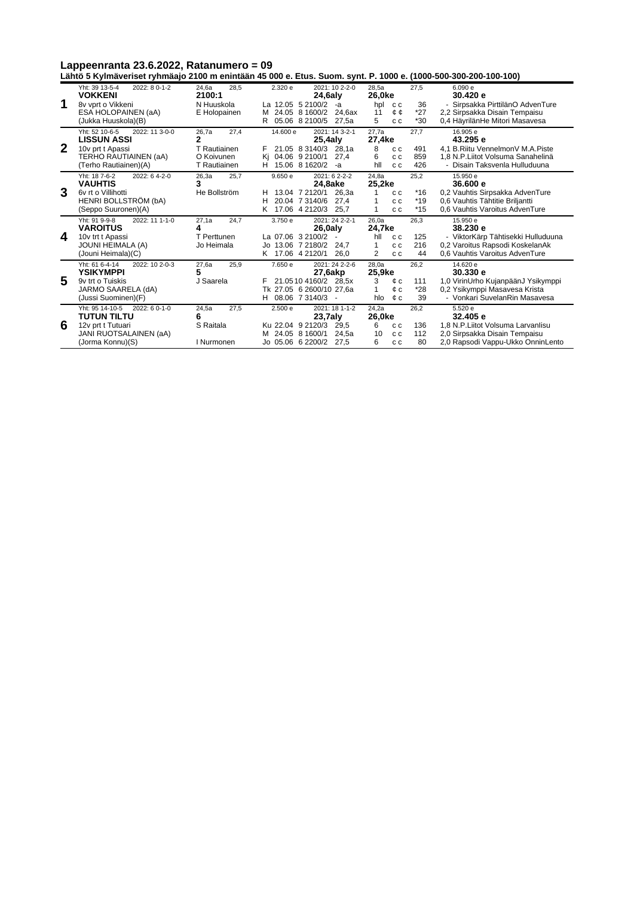# Lappeenranta 23.6.2022, Ratanumero = 09

**Lähtö 5 Kylmäveriset ryhmäajo 2100 m enintään 45 000 e. Etus. Suom. synt. P. 1000 e. (1000-500-300-200-100-100)**

| Nro | Hevonen | Rata / Ohjastaja | Starttitiedot | | Voittosummat / Tulokset |
|---|---|---|---|---|---|
| **1** | Yht: 39 13-5-4 2022: 8 0-1-2<br>**VOKKENI**<br>8v vprt o Vikkeni<br>ESA HOLOPAINEN (aA)<br>(Jukka Huuskola)(B) | 24,6a 28,5<br>**2100:1**<br>N Huuskola<br>E Holopainen | 2.320 e 2021: 10 2-2-0<br>**24,6aly**<br>La 12.05 5 2100/2 -a<br>M 24.05 8 1600/2 24,6ax<br>R 05.06 8 2100/5 27,5a | 28,5a 27,5<br>**26,0ke**<br>hpl c c 36<br>11 ¢ ¢ *27<br>5 c c *30 | 6.090 e<br>**30.420 e**<br>- Sirpsakka PirttilänO AdvenTure<br>2,2 Sirpsakka Disain Tempaisu<br>0,4 HäyrilänHe Mitori Masavesa |
| **2** | Yht: 52 10-6-5 2022: 11 3-0-0<br>**LISSUN ASSI**<br>10v prt t Apassi<br>TERHO RAUTIAINEN (aA)<br>(Terho Rautiainen)(A) | 26,7a 27,4<br>**2**<br>T Rautiainen<br>O Koivunen<br>T Rautiainen | 14.600 e 2021: 14 3-2-1<br>**25,4aly**<br>F 21.05 8 3140/3 28,1a<br>Kj 04.06 9 2100/1 27,4<br>H 15.06 8 1620/2 -a | 27,7a 27,7<br>**27,4ke**<br>8 c c 491<br>6 c c 859<br>hll c c 426 | 16.905 e<br>**43.295 e**<br>4,1 B.Riitu VennelmonV M.A.Piste<br>1,8 N.P.Liitot Volsuma Sanahelinä<br>- Disain Taksvenla Hulluduuna |
| **3** | Yht: 18 7-6-2 2022: 6 4-2-0<br>**VAUHTIS**<br>6v rt o Villihotti<br>HENRI BOLLSTRÖM (bA)<br>(Seppo Suuronen)(A) | 26,3a 25,7<br>**3**<br>He Bollström | 9.650 e 2021: 6 2-2-2<br>**24,8ake**<br>H 13.04 7 2120/1 26,3a<br>H 20.04 7 3140/6 27,4<br>K 17.06 4 2120/3 25,7 | 24,8a 25,2<br>**25,2ke**<br>1 c c *16<br>1 c c *19<br>1 c c *15 | 15.950 e<br>**36.600 e**<br>0,2 Vauhtis Sirpsakka AdvenTure<br>0,6 Vauhtis Tähtitie Briljantti<br>0,6 Vauhtis Varoitus AdvenTure |
| **4** | Yht: 91 9-9-8 2022: 11 1-1-0<br>**VAROITUS**<br>10v trt t Apassi<br>JOUNI HEIMALA (A)<br>(Jouni Heimala)(C) | 27,1a 24,7<br>**4**<br>T Perttunen<br>Jo Heimala | 3.750 e 2021: 24 2-2-1<br>**26,0aly**<br>La 07.06 3 2100/2 -<br>Jo 13.06 7 2180/2 24,7<br>K 17.06 4 2120/1 26,0 | 26,0a 26,3<br>**24,7ke**<br>hll c c 125<br>1 c c 216<br>2 c c 44 | 15.950 e<br>**38.230 e**<br>- ViktorKärp Tähtisekki Hulluduuna<br>0,2 Varoitus Rapsodi KoskelanAk<br>0,6 Vauhtis Varoitus AdvenTure |
| **5** | Yht: 61 6-4-14 2022: 10 2-0-3<br>**YSIKYMPPI**<br>9v trt o Tuiskis<br>JARMO SAARELA (dA)<br>(Jussi Suominen)(F) | 27,6a 25,9<br>**5**<br>J Saarela | 7.650 e 2021: 24 2-2-6<br>**27,6akp**<br>F 21.05 10 4160/2 28,5x<br>Tk 27.05 6 2600/10 27,6a<br>H 08.06 7 3140/3 - | 28,0a 26,2<br>**25,9ke**<br>3 ¢ c 111<br>1 ¢ c *28<br>hlo ¢ c 39 | 14.620 e<br>**30.330 e**<br>1,0 VirinUrho KujanpäänJ Ysikymppi<br>0,2 Ysikymppi Masavesa Krista<br>- Vonkari SuvelanRin Masavesa |
| **6** | Yht: 95 14-10-5 2022: 6 0-1-0<br>**TUTUN TILTU**<br>12v prt t Tutuari<br>JANI RUOTSALAINEN (aA)<br>(Jorma Konnu)(S) | 24,5a 27,5<br>**6**<br>S Raitala<br>I Nurmonen | 2.500 e 2021: 18 1-1-2<br>**23,7aly**<br>Ku 22.04 9 2120/3 29,5<br>M 24.05 8 1600/1 24,5a<br>Jo 05.06 6 2200/2 27,5 | 24,2a 26,2<br>**26,0ke**<br>6 c c 136<br>10 c c 112<br>6 c c 80 | 5.520 e<br>**32.405 e**<br>1,8 N.P.Liitot Volsuma Larvanlisu<br>2,0 Sirpsakka Disain Tempaisu<br>2,0 Rapsodi Vappu-Ukko OnninLento |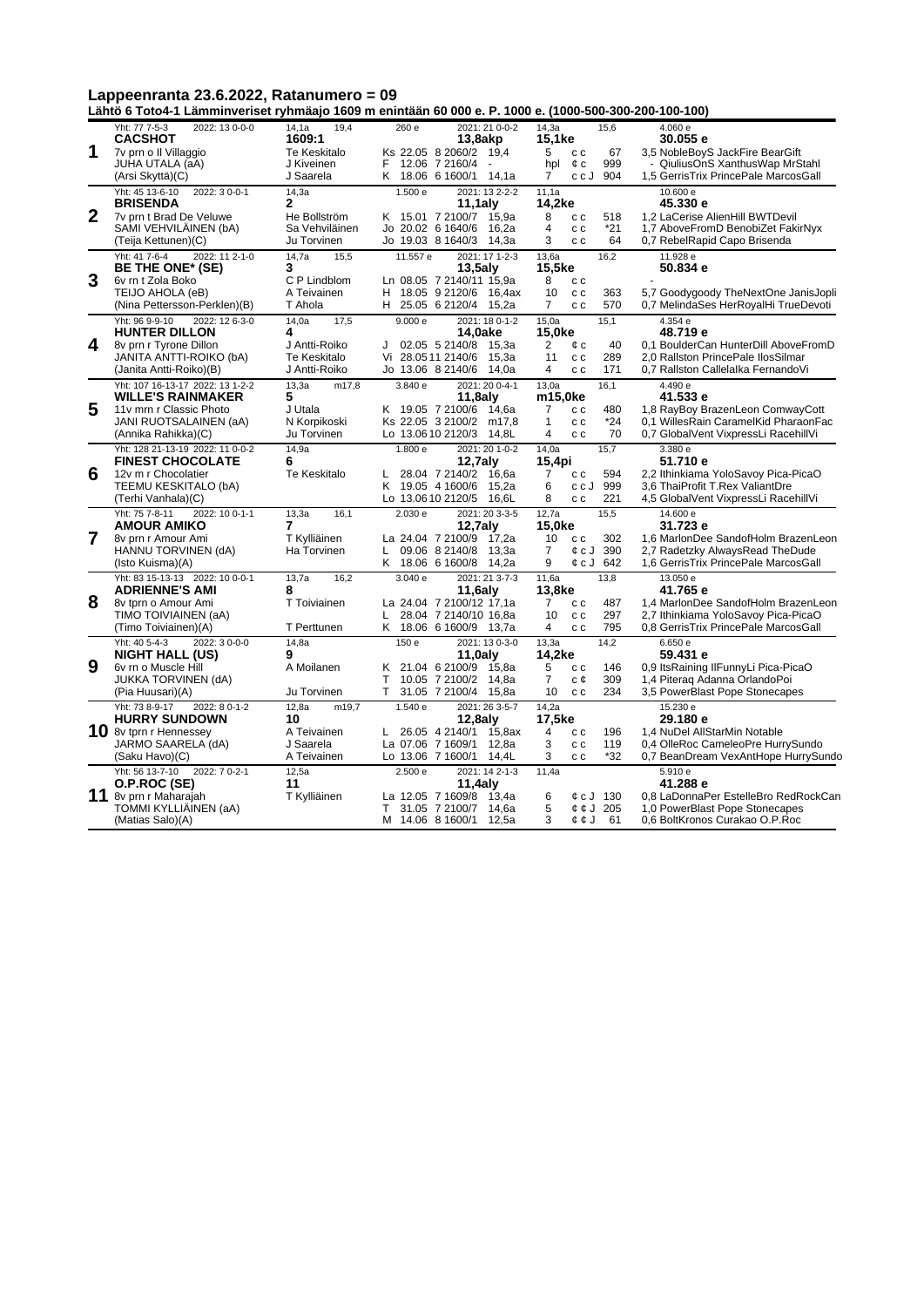# Lappeenranta 23.6.2022, Ratanumero = 09

**Lähtö 6 Toto4-1 Lämminveriset ryhmäajo 1609 m enintään 60 000 e. P. 1000 e. (1000-500-300-200-100-100)**

| Nro | Hevonen | Ennätys / Valmentaja | Palkinnot 2022 / Startit | 2021 / Sijoitus | Palkinnot |
|---|---|---|---|---|---|
| **1** | Yht: 77 7-5-3 2022: 13 0-0-0<br>**CACSHOT**<br>7v prn o Il Villaggio<br>JUHA UTALA (aA)<br>(Arsi Skyttä)(C) | 14,1a 19,4<br>**1609:1**<br>Te Keskitalo<br>J Kiveinen<br>J Saarela | 260 e 2021: 21 0-0-2<br>**13,8akp**<br>Ks 22.05 8 2060/2 19,4<br>F 12.06 7 2160/4 -<br>K 18.06 6 1600/1 14,1a | 14,3a 15,6<br>**15,1ke**<br>5 c c 67<br>hpl ¢ c 999<br>7 c c J 904 | 4.060 e<br>**30.055 e**<br>3,5 NobleBoyS JackFire BearGift<br>- QiuliusOnS XanthusWap MrStahl<br>1,5 GerrisTrix PrincePale MarcosGall |
| **2** | Yht: 45 13-6-10 2022: 3 0-0-1<br>**BRISENDA**<br>7v prn t Brad De Veluwe<br>SAMI VEHVILÄINEN (bA)<br>(Teija Kettunen)(C) | 14,3a<br>**2**<br>He Bollström<br>Sa Vehviläinen<br>Ju Torvinen | 1.500 e 2021: 13 2-2-2<br>**11,1aly**<br>K 15.01 7 2100/7 15,9a<br>Jo 20.02 6 1640/6 16,2a<br>Jo 19.03 8 1640/3 14,3a | 11,1a<br>**14,2ke**<br>8 c c 518<br>4 c c *21<br>3 c c 64 | 10.600 e<br>**45.330 e**<br>1,2 LaCerise AlienHill BWTDevil<br>1,7 AboveFromD BenobiZet FakirNyx<br>0,7 RebelRapid Capo Brisenda |
| **3** | Yht: 41 7-6-4 2022: 11 2-1-0<br>**BE THE ONE\* (SE)**<br>6v rn t Zola Boko<br>TEIJO AHOLA (eB)<br>(Nina Pettersson-Perklen)(B) | 14,7a 15,5<br>**3**<br>C P Lindblom<br>A Teivainen<br>T Ahola | 11.557 e 2021: 17 1-2-3<br>**13,5aly**<br>Ln 08.05 7 2140/11 15,9a<br>H 18.05 9 2120/6 16,4ax<br>H 25.05 6 2120/4 15,2a | 13,6a 16,2<br>**15,5ke**<br>8 c c<br>10 c c 363<br>7 c c 570 | 11.928 e<br>**50.834 e**<br>-<br>5,7 Goodygoody TheNextOne JanisJopli<br>0,7 MelindaSes HerRoyalHi TrueDevoti |
| **4** | Yht: 96 9-9-10 2022: 12 6-3-0<br>**HUNTER DILLON**<br>8v prn r Tyrone Dillon<br>JANITA ANTTI-ROIKO (bA)<br>(Janita Antti-Roiko)(B) | 14,0a 17,5<br>**4**<br>J Antti-Roiko<br>Te Keskitalo<br>J Antti-Roiko | 9.000 e 2021: 18 0-1-2<br>**14,0ake**<br>J 02.05 5 2140/8 15,3a<br>Vi 28.05 11 2140/6 15,3a<br>Jo 13.06 8 2140/6 14,0a | 15,0a 15,1<br>**15,0ke**<br>2 ¢ c 40<br>11 c c 289<br>4 c c 171 | 4.354 e<br>**48.719 e**<br>0,1 BoulderCan HunterDill AboveFromD<br>2,0 Rallston PrincePale IlosSilmar<br>0,7 Rallston CallelaIka FernandoVi |
| **5** | Yht: 107 16-13-17 2022: 13 1-2-2<br>**WILLE'S RAINMAKER**<br>11v mrn r Classic Photo<br>JANI RUOTSALAINEN (aA)<br>(Annika Rahikka)(C) | 13,3a m17,8<br>**5**<br>J Utala<br>N Korpikoski<br>Ju Torvinen | 3.840 e 2021: 20 0-4-1<br>**11,8aly**<br>K 19.05 7 2100/6 14,6a<br>Ks 22.05 3 2100/2 m17,8<br>Lo 13.06 10 2120/3 14,8L | 13,0a 16,1<br>**m15,0ke**<br>7 c c 480<br>1 c c *24<br>4 c c 70 | 4.490 e<br>**41.533 e**<br>1,8 RayBoy BrazenLeon ComwayCott<br>0,1 WillesRain CaramelKid PharaonFac<br>0,7 GlobalVent VixpressLi RacehillVi |
| **6** | Yht: 128 21-13-19 2022: 11 0-0-2<br>**FINEST CHOCOLATE**<br>12v m r Chocolatier<br>TEEMU KESKITALO (bA)<br>(Terhi Vanhala)(C) | 14,9a<br>**6**<br>Te Keskitalo | 1.800 e 2021: 20 1-0-2<br>**12,7aly**<br>L 28.04 7 2140/2 16,6a<br>K 19.05 4 1600/6 15,2a<br>Lo 13.06 10 2120/5 16,6L | 14,0a 15,7<br>**15,4pi**<br>7 c c 594<br>6 c c J 999<br>8 c c 221 | 3.380 e<br>**51.710 e**<br>2,2 Ithinkiama YoloSavoy Pica-PicaO<br>3,6 ThaiProfit T.Rex ValiantDre<br>4,5 GlobalVent VixpressLi RacehillVi |
| **7** | Yht: 75 7-8-11 2022: 10 0-1-1<br>**AMOUR AMIKO**<br>8v prn r Amour Ami<br>HANNU TORVINEN (dA)<br>(Isto Kuisma)(A) | 13,3a 16,1<br>**7**<br>T Kylliäinen<br>Ha Torvinen | 2.030 e 2021: 20 3-3-5<br>**12,7aly**<br>La 24.04 7 2100/9 17,2a<br>L 09.06 8 2140/8 13,3a<br>K 18.06 6 1600/8 14,2a | 12,7a 15,5<br>**15,0ke**<br>10 c c 302<br>7 ¢ c J 390<br>9 ¢ c J 642 | 14.600 e<br>**31.723 e**<br>1,6 MarlonDee SandofHolm BrazenLeon<br>2,7 Radetzky AlwaysRead TheDude<br>1,6 GerrisTrix PrincePale MarcosGall |
| **8** | Yht: 83 15-13-13 2022: 10 0-0-1<br>**ADRIENNE'S AMI**<br>8v tprn o Amour Ami<br>TIMO TOIVIAINEN (aA)<br>(Timo Toiviainen)(A) | 13,7a 16,2<br>**8**<br>T Toiviainen<br><br>T Perttunen | 3.040 e 2021: 21 3-7-3<br>**11,6aly**<br>La 24.04 7 2100/12 17,1a<br>L 28.04 7 2140/10 16,8a<br>K 18.06 6 1600/9 13,7a | 11,6a 13,8<br>**13,8ke**<br>7 c c 487<br>10 c c 297<br>4 c c 795 | 13.050 e<br>**41.765 e**<br>1,4 MarlonDee SandofHolm BrazenLeon<br>2,7 Ithinkiama YoloSavoy Pica-PicaO<br>0,8 GerrisTrix PrincePale MarcosGall |
| **9** | Yht: 40 5-4-3 2022: 3 0-0-0<br>**NIGHT HALL (US)**<br>6v rn o Muscle Hill<br>JUKKA TORVINEN (dA)<br>(Pia Huusari)(A) | 14,8a<br>**9**<br>A Moilanen<br><br>Ju Torvinen | 150 e 2021: 13 0-3-0<br>**11,0aly**<br>K 21.04 6 2100/9 15,8a<br>T 10.05 7 2100/2 14,8a<br>T 31.05 7 2100/4 15,8a | 13,3a 14,2<br>**14,2ke**<br>5 c c 146<br>7 c ¢ 309<br>10 c c 234 | 6.650 e<br>**59.431 e**<br>0,9 ItsRaining IlFunnyLi Pica-PicaO<br>1,4 Piteraq Adanna OrlandoPoi<br>3,5 PowerBlast Pope Stonecapes |
| **10** | Yht: 73 8-9-17 2022: 8 0-1-2<br>**HURRY SUNDOWN**<br>8v tprn r Hennessey<br>JARMO SAARELA (dA)<br>(Saku Havo)(C) | 12,8a m19,7<br>**10**<br>A Teivainen<br>J Saarela<br>A Teivainen | 1.540 e 2021: 26 3-5-7<br>**12,8aly**<br>L 26.05 4 2140/1 15,8ax<br>La 07.06 7 1609/1 12,8a<br>Lo 13.06 7 1600/1 14,4L | 14,2a<br>**17,5ke**<br>4 c c 196<br>3 c c 119<br>3 c c *32 | 15.230 e<br>**29.180 e**<br>1,4 NuDel AllStarMin Notable<br>0,4 OlleRoc CameleoPre HurrySundo<br>0,7 BeanDream VexAntHope HurrySundo |
| **11** | Yht: 56 13-7-10 2022: 7 0-2-1<br>**O.P.ROC (SE)**<br>8v prn r Maharajah<br>TOMMI KYLLIÄINEN (aA)<br>(Matias Salo)(A) | 12,5a<br>**11**<br>T Kylliäinen | 2.500 e 2021: 14 2-1-3<br>**11,4aly**<br>La 12.05 7 1609/8 13,4a<br>T 31.05 7 2100/7 14,6a<br>M 14.06 8 1600/1 12,5a | 11,4a<br><br>6 ¢ c J 130<br>5 ¢ ¢ J 205<br>3 ¢ ¢ J 61 | 5.910 e<br>**41.288 e**<br>0,8 LaDonnaPer EstelleBro RedRockCan<br>1,0 PowerBlast Pope Stonecapes<br>0,6 BoltKronos Curakao O.P.Roc |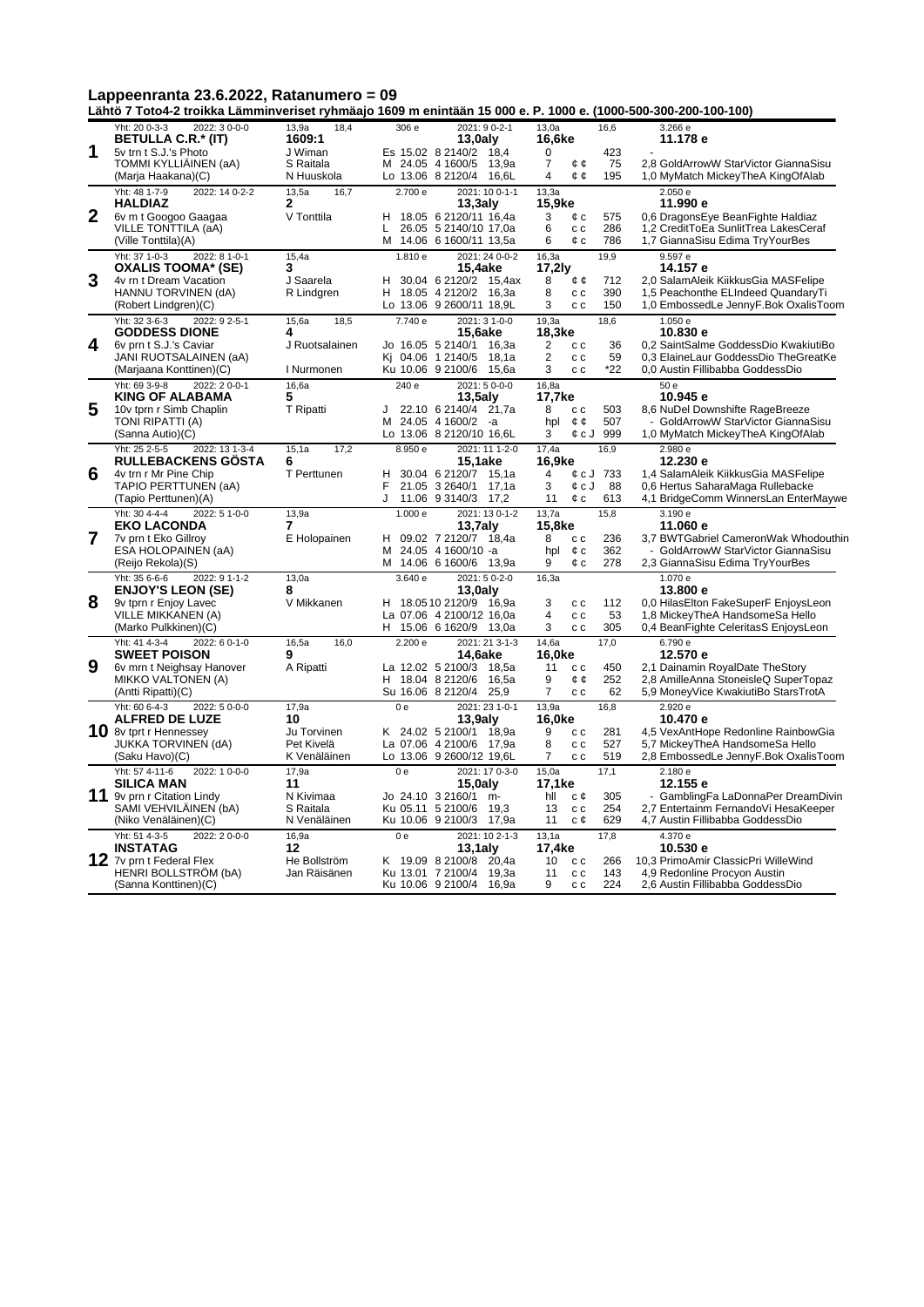## Lappeenranta 23.6.2022, Ratanumero = 09

**Lähtö 7 Toto4-2 troikka Lämminveriset ryhmäajo 1609 m enintään 15 000 e. P. 1000 e. (1000-500-300-200-100-100)**

| Nro | Hevonen | Ohjastaja / Valmentaja | Ennätykset / Startit | Sij. / Kerroin | Huomiot |
|---|---|---|---|---|---|
| 1 | Yht: 20 0-3-3 2022: 3 0-0-0<br>**BETULLA C.R.* (IT)**<br>5v trn t S.J.'s Photo<br>TOMMI KYLLIÄINEN (aA)<br>(Marja Haakana)(C) | 13,9a 18,4<br>**1609:1**<br>J Wiman<br>S Raitala<br>N Huuskola | 306 e 2021: 9 0-2-1<br>**13,0aly**<br>Es 15.02 8 2140/2 18,4<br>M 24.05 4 1600/5 13,9a<br>Lo 13.06 8 2120/4 16,6L | 13,0a 16,6<br>**16,6ke**<br>0 423<br>7 ¢ ¢ 75<br>4 ¢ ¢ 195 | 3.266 e<br>**11.178 e**<br>-<br>2,8 GoldArrowW StarVictor GiannaSisu<br>1,0 MyMatch MickeyTheA KingOfAlab |
| 2 | Yht: 48 1-7-9 2022: 14 0-2-2<br>**HALDIAZ**<br>6v m t Googoo Gaagaa<br>VILLE TONTTILA (aA)<br>(Ville Tonttila)(A) | 13,5a 16,7<br>**2**<br>V Tonttila | 2.700 e 2021: 10 0-1-1<br>**13,3aly**<br>H 18.05 6 2120/11 16,4a<br>L 26.05 5 2140/10 17,0a<br>M 14.06 6 1600/11 13,5a | 13,3a<br>**15,9ke**<br>3 ¢ c 575<br>6 c c 286<br>6 ¢ c 786 | 2.050 e<br>**11.990 e**<br>0,6 DragonsEye BeanFighte Haldiaz<br>1,2 CreditToEa SunlitTrea LakesCeraf<br>1,7 GiannaSisu Edima TryYourBes |
| 3 | Yht: 37 1-0-3 2022: 8 1-0-1<br>**OXALIS TOOMA* (SE)**<br>4v rn t Dream Vacation<br>HANNU TORVINEN (dA)<br>(Robert Lindgren)(C) | 15,4a<br>**3**<br>J Saarela<br>R Lindgren | 1.810 e 2021: 24 0-0-2<br>**15,4ake**<br>H 30.04 6 2120/2 15,4ax<br>H 18.05 4 2120/2 16,3a<br>Lo 13.06 9 2600/11 18,9L | 16,3a 19,9<br>**17,2ly**<br>8 ¢ ¢ 712<br>8 c c 390<br>3 c c 150 | 9.597 e<br>**14.157 e**<br>2,0 SalamAleik KiikkusGia MASFelipe<br>1,5 Peachonthe ELIndeed QuandaryTi<br>1,0 EmbossedLe JennyF.Bok OxalisToom |
| 4 | Yht: 32 3-6-3 2022: 9 2-5-1<br>**GODDESS DIONE**<br>6v prn t S.J.'s Caviar<br>JANI RUOTSALAINEN (aA)<br>(Marjaana Konttinen)(C) | 15,6a 18,5<br>**4**<br>J Ruotsalainen<br><br>I Nurmonen | 7.740 e 2021: 3 1-0-0<br>**15,6ake**<br>Jo 16.05 5 2140/1 16,3a<br>Kj 04.06 1 2140/5 18,1a<br>Ku 10.06 9 2100/6 15,6a | 19,3a 18,6<br>**18,3ke**<br>2 c c 36<br>2 c c 59<br>3 c c *22 | 1.050 e<br>**10.830 e**<br>0,2 SaintSalme GoddessDio KwakiutiBo<br>0,3 ElaineLaur GoddessDio TheGreatKe<br>0,0 Austin Fillibabba GoddessDio |
| 5 | Yht: 69 3-9-8 2022: 2 0-0-1<br>**KING OF ALABAMA**<br>10v tprn r Simb Chaplin<br>TONI RIPATTI (A)<br>(Sanna Autio)(C) | 16,6a<br>**5**<br>T Ripatti | 240 e 2021: 5 0-0-0<br>**13,5aly**<br>J 22.10 6 2140/4 21,7a<br>M 24.05 4 1600/2 -a<br>Lo 13.06 8 2120/10 16,6L | 16,8a<br>**17,7ke**<br>8 c c 503<br>hpl ¢ ¢ 507<br>3 ¢ c J 999 | 50 e<br>**10.945 e**<br>8,6 NuDel Downshifte RageBreeze<br>- GoldArrowW StarVictor GiannaSisu<br>1,0 MyMatch MickeyTheA KingOfAlab |
| 6 | Yht: 25 2-5-5 2022: 13 1-3-4<br>**RULLEBACKENS GÖSTA**<br>4v trn r Mr Pine Chip<br>TAPIO PERTTUNEN (aA)<br>(Tapio Perttunen)(A) | 15,1a 17,2<br>**6**<br>T Perttunen | 8.950 e 2021: 11 1-2-0<br>**15,1ake**<br>H 30.04 6 2120/7 15,1a<br>F 21.05 3 2640/1 17,1a<br>J 11.06 9 3140/3 17,2 | 17,4a 16,9<br>**16,9ke**<br>4 ¢ c J 733<br>3 ¢ c J 88<br>11 ¢ c 613 | 2.980 e<br>**12.230 e**<br>1,4 SalamAleik KiikkusGia MASFelipe<br>0,6 Hertus SaharaMaga Rullebacke<br>4,1 BridgeComm WinnersLan EnterMaywe |
| 7 | Yht: 30 4-4-4 2022: 5 1-0-0<br>**EKO LACONDA**<br>7v prn t Eko Gillroy<br>ESA HOLOPAINEN (aA)<br>(Reijo Rekola)(S) | 13,9a<br>**7**<br>E Holopainen | 1.000 e 2021: 13 0-1-2<br>**13,7aly**<br>H 09.02 7 2120/7 18,4a<br>M 24.05 4 1600/10 -a<br>M 14.06 6 1600/6 13,9a | 13,7a 15,8<br>**15,8ke**<br>8 c c 236<br>hpl ¢ c 362<br>9 ¢ c 278 | 3.190 e<br>**11.060 e**<br>3,7 BWTGabriel CameronWak Whodouthin<br>- GoldArrowW StarVictor GiannaSisu<br>2,3 GiannaSisu Edima TryYourBes |
| 8 | Yht: 35 6-6-6 2022: 9 1-1-2<br>**ENJOY'S LEON (SE)**<br>9v tprn r Enjoy Lavec<br>VILLE MIKKANEN (A)<br>(Marko Pulkkinen)(C) | 13,0a<br>**8**<br>V Mikkanen | 3.640 e 2021: 5 0-2-0<br>**13,0aly**<br>H 18.05 10 2120/9 16,9a<br>La 07.06 4 2100/12 16,0a<br>H 15.06 6 1620/9 13,0a | 16,3a<br><br>3 c c 112<br>4 c c 53<br>3 c c 305 | 1.070 e<br>**13.800 e**<br>0,0 HilasElton FakeSuperF EnjoysLeon<br>1,8 MickeyTheA HandsomeSa Hello<br>0,4 BeanFighte CeleritasS EnjoysLeon |
| 9 | Yht: 41 4-3-4 2022: 6 0-1-0<br>**SWEET POISON**<br>6v mrn t Neighsay Hanover<br>MIKKO VALTONEN (A)<br>(Antti Ripatti)(C) | 16,5a 16,0<br>**9**<br>A Ripatti | 2.200 e 2021: 21 3-1-3<br>**14,6ake**<br>La 12.02 5 2100/3 18,5a<br>H 18.04 8 2120/6 16,5a<br>Su 16.06 8 2120/4 25,9 | 14,6a 17,0<br>**16,0ke**<br>11 c c 450<br>9 ¢ ¢ 252<br>7 c c 62 | 6.790 e<br>**12.570 e**<br>2,1 Dainamin RoyalDate TheStory<br>2,8 AmilleAnna StoneisleQ SuperTopaz<br>5,9 MoneyVice KwakiutiBo StarsTrotA |
| 10 | Yht: 60 6-4-3 2022: 5 0-0-0<br>**ALFRED DE LUZE**<br>8v tprt r Hennessey<br>JUKKA TORVINEN (dA)<br>(Saku Havo)(C) | 17,9a<br>**10**<br>Ju Torvinen<br>Pet Kivelä<br>K Venäläinen | 0 e 2021: 23 1-0-1<br>**13,9aly**<br>K 24.02 5 2100/1 18,9a<br>La 07.06 4 2100/6 17,9a<br>Lo 13.06 9 2600/12 19,6L | 13,9a 16,8<br>**16,0ke**<br>9 c c 281<br>8 c c 527<br>7 c c 519 | 2.920 e<br>**10.470 e**<br>4,5 VexAntHope Redonline RainbowGia<br>5,7 MickeyTheA HandsomeSa Hello<br>2,8 EmbossedLe JennyF.Bok OxalisToom |
| 11 | Yht: 57 4-11-6 2022: 1 0-0-0<br>**SILICA MAN**<br>9v prn r Citation Lindy<br>SAMI VEHVILÄINEN (bA)<br>(Niko Venäläinen)(C) | 17,9a<br>**11**<br>N Kivimaa<br>S Raitala<br>N Venäläinen | 0 e 2021: 17 0-3-0<br>**15,0aly**<br>Jo 24.10 3 2160/1 m-<br>Ku 05.11 5 2100/6 19,3<br>Ku 10.06 9 2100/3 17,9a | 15,0a 17,1<br>**17,1ke**<br>hll c ¢ 305<br>13 c c 254<br>11 c ¢ 629 | 2.180 e<br>**12.155 e**<br>- GamblingFa LaDonnaPer DreamDivin<br>2,7 Entertainm FernandoVi HesaKeeper<br>4,7 Austin Fillibabba GoddessDio |
| 12 | Yht: 51 4-3-5 2022: 2 0-0-0<br>**INSTATAG**<br>7v prn t Federal Flex<br>HENRI BOLLSTRÖM (bA)<br>(Sanna Konttinen)(C) | 16,9a<br>**12**<br>He Bollström<br>Jan Räisänen | 0 e 2021: 10 2-1-3<br>**13,1aly**<br>K 19.09 8 2100/8 20,4a<br>Ku 13.01 7 2100/4 19,3a<br>Ku 10.06 9 2100/4 16,9a | 13,1a 17,8<br>**17,4ke**<br>10 c c 266<br>11 c c 143<br>9 c c 224 | 4.370 e<br>**10.530 e**<br>10,3 PrimoAmir ClassicPri WilleWind<br>4,9 Redonline Procyon Austin<br>2,6 Austin Fillibabba GoddessDio |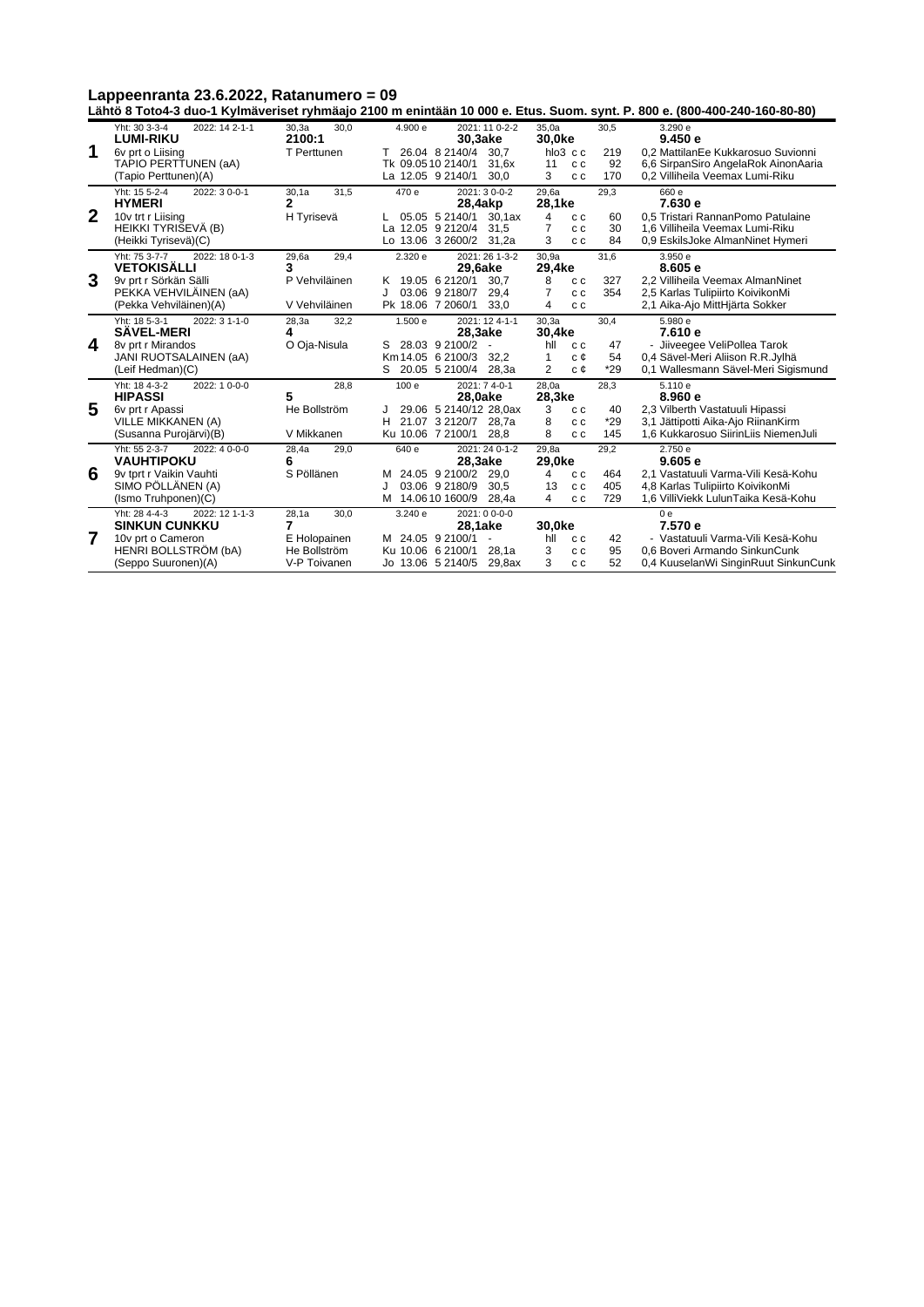## Lappeenranta 23.6.2022, Ratanumero = 09

**Lähtö 8 Toto4-3 duo-1 Kylmäveriset ryhmäajo 2100 m enintään 10 000 e. Etus. Suom. synt. P. 800 e. (800-400-240-160-80-80)**

| Nro | Hevonen | | Ennätykset | Rahat / Starttit | Kilpailut | Sij. / Kerroin | Voittosummat |
|---|---|---|---|---|---|---|---|
| **1** | Yht: 30 3-3-4 2022: 14 2-1-1<br>**LUMI-RIKU**<br>6v prt o Liising<br>TAPIO PERTTUNEN (aA)<br>(Tapio Perttunen)(A) | 30,3a 30,0<br>**2100:1**<br>T Perttunen | | 4.900 e 2021: 11 0-2-2<br>**30,3ake**<br>T 26.04 8 2140/4 30,7<br>Tk 09.05 10 2140/1 31,6x<br>La 12.05 9 2140/1 30,0 | 35,0a 30,5<br>**30,0ke**<br>hlo3 c c 219<br>11 c c 92<br>3 c c 170 | | 3.290 e<br>**9.450 e**<br>0,2 MattilanEe Kukkarosuo Suvionni<br>6,6 SirpanSiro AngelaRok AinonAaria<br>0,2 Villiheila Veemax Lumi-Riku |
| **2** | Yht: 15 5-2-4 2022: 3 0-0-1<br>**HYMERI**<br>10v trt r Liising<br>HEIKKI TYRISEVÄ (B)<br>(Heikki Tyrisevä)(C) | 30,1a 31,5<br>**2**<br>H Tyrisevä | | 470 e 2021: 3 0-0-2<br>**28,4akp**<br>L 05.05 5 2140/1 30,1ax<br>La 12.05 9 2120/4 31,5<br>Lo 13.06 3 2600/2 31,2a | 29,6a 29,3<br>**28,1ke**<br>4 c c 60<br>7 c c 30<br>3 c c 84 | | 660 e<br>**7.630 e**<br>0,5 Tristari RannanPomo Patulaine<br>1,6 Villiheila Veemax Lumi-Riku<br>0,9 EskilsJoke AlmanNinet Hymeri |
| **3** | Yht: 75 3-7-7 2022: 18 0-1-3<br>**VETOKISÄLLI**<br>9v prt r Sörkän Sälli<br>PEKKA VEHVILÄINEN (aA)<br>(Pekka Vehviläinen)(A) | 29,6a 29,4<br>**3**<br>P Vehviläinen<br><br>V Vehviläinen | | 2.320 e 2021: 26 1-3-2<br>**29,6ake**<br>K 19.05 6 2120/1 30,7<br>J 03.06 9 2180/7 29,4<br>Pk 18.06 7 2060/1 33,0 | 30,9a 31,6<br>**29,4ke**<br>8 c c 327<br>7 c c 354<br>4 c c | | 3.950 e<br>**8.605 e**<br>2,2 Villiheila Veemax AlmanNinet<br>2,5 Karlas Tulipiirto KoivikonMi<br>2,1 Aika-Ajo MittHjärta Sokker |
| **4** | Yht: 18 5-3-1 2022: 3 1-1-0<br>**SÄVEL-MERI**<br>8v prt r Mirandos<br>JANI RUOTSALAINEN (aA)<br>(Leif Hedman)(C) | 28,3a 32,2<br>**4**<br>O Oja-Nisula | | 1.500 e 2021: 12 4-1-1<br>**28,3ake**<br>S 28.03 9 2100/2 -<br>Km 14.05 6 2100/3 32,2<br>S 20.05 5 2100/4 28,3a | 30,3a 30,4<br>**30,4ke**<br>hll c c 47<br>1 c ¢ 54<br>2 c ¢ *29 | | 5.980 e<br>**7.610 e**<br>- Jiiveegee VeliPollea Tarok<br>0,4 Sävel-Meri Aliison R.R.Jylhä<br>0,1 Wallesmann Sävel-Meri Sigismund |
| **5** | Yht: 18 4-3-2 2022: 1 0-0-0<br>**HIPASSI**<br>6v prt r Apassi<br>VILLE MIKKANEN (A)<br>(Susanna Purojärvi)(B) | 28,8<br>**5**<br>He Bollström<br><br>V Mikkanen | | 100 e 2021: 7 4-0-1<br>**28,0ake**<br>J 29.06 5 2140/12 28,0ax<br>H 21.07 3 2120/7 28,7a<br>Ku 10.06 7 2100/1 28,8 | 28,0a 28,3<br>**28,3ke**<br>3 c c 40<br>8 c c *29<br>8 c c 145 | | 5.110 e<br>**8.960 e**<br>2,3 Vilberth Vastatuuli Hipassi<br>3,1 Jättipotti Aika-Ajo RiinanKirm<br>1,6 Kukkarosuo SiirinLiis NiemenJuli |
| **6** | Yht: 55 2-3-7 2022: 4 0-0-0<br>**VAUHTIPOKU**<br>9v tprt r Vaikin Vauhti<br>SIMO PÖLLÄNEN (A)<br>(Ismo Truhponen)(C) | 28,4a 29,0<br>**6**<br>S Pöllänen | | 640 e 2021: 24 0-1-2<br>**28,3ake**<br>M 24.05 9 2100/2 29,0<br>J 03.06 9 2180/9 30,5<br>M 14.06 10 1600/9 28,4a | 29,8a 29,2<br>**29,0ke**<br>4 c c 464<br>13 c c 405<br>4 c c 729 | | 2.750 e<br>**9.605 e**<br>2,1 Vastatuuli Varma-Vili Kesä-Kohu<br>4,8 Karlas Tulipiirto KoivikonMi<br>1,6 VilliViekk LulunTaika Kesä-Kohu |
| **7** | Yht: 28 4-4-3 2022: 12 1-1-3<br>**SINKUN CUNKKU**<br>10v prt o Cameron<br>HENRI BOLLSTRÖM (bA)<br>(Seppo Suuronen)(A) | 28,1a 30,0<br>**7**<br>E Holopainen<br>He Bollström<br>V-P Toivanen | | 3.240 e 2021: 0 0-0-0<br>**28,1ake**<br>M 24.05 9 2100/1 -<br>Ku 10.06 6 2100/1 28,1a<br>Jo 13.06 5 2140/5 29,8ax | <br>**30,0ke**<br>hll c c 42<br>3 c c 95<br>3 c c 52 | | 0 e<br>**7.570 e**<br>- Vastatuuli Varma-Vili Kesä-Kohu<br>0,6 Boveri Armando SinkunCunk<br>0,4 KuuselanWi SinginRuut SinkunCunk |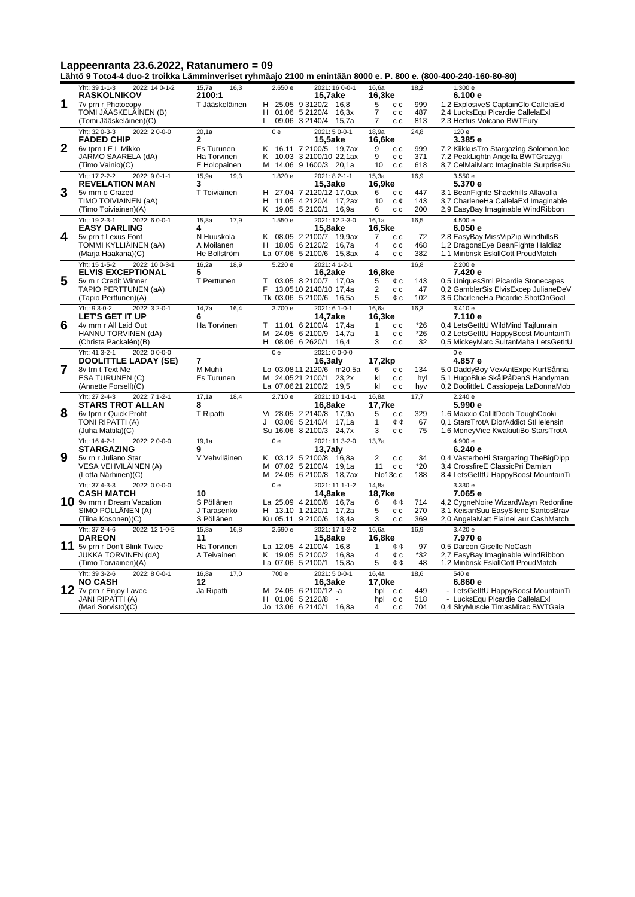## Lappeenranta 23.6.2022, Ratanumero = 09

**Lähtö 9 Toto4-4 duo-2 troikka Lämminveriset ryhmäajo 2100 m enintään 8000 e. P. 800 e. (800-400-240-160-80-80)**

| Nro | Hevonen | Rata / Valmentaja | Aiemmat starttitiedot | | Tulos | Palkinto | Huomiot |
|---|---|---|---|---|---|---|---|
| **1** | Yht: 39 1-1-3 2022: 14 0-1-2<br>**RASKOLNIKOV**<br>7v prn r Photocopy<br>TOMI JÄÄSKELÄINEN (B)<br>(Tomi Jääskeläinen)(C) | 15,7a 16,3<br>**2100:1**<br>T Jääskeläinen | 2.650 e 2021: 16 0-0-1<br>**15,7ake**<br>H 25.05 9 3120/2 16,8<br>H 01.06 5 2120/4 16,3x<br>L 09.06 3 2140/4 15,7a | 16,6a 18,2<br>**16,3ke**<br>5 c c 999<br>7 c c 487<br>7 c c 813 | | 1.300 e<br>**6.100 e** | 1,2 ExplosiveS CaptainClo CallelaExl<br>2,4 LucksEqu Picardie CallelaExl<br>2,3 Hertus Volcano BWTFury |
| **2** | Yht: 32 0-3-3 2022: 2 0-0-0<br>**FADED CHIP**<br>6v tprn t E L Mikko<br>JARMO SAARELA (dA)<br>(Timo Vainio)(C) | 20,1a<br>**2**<br>Es Turunen<br>Ha Torvinen<br>E Holopainen | 0 e 2021: 5 0-0-1<br>**15,5ake**<br>K 16.11 7 2100/5 19,7ax<br>K 10.03 3 2100/10 22,1ax<br>M 14.06 9 1600/3 20,1a | 18,9a 24,8<br>**16,6ke**<br>9 c c 999<br>9 c c 371<br>10 c c 618 | | 120 e<br>**3.385 e** | 7,2 KiikkusTro Stargazing SolomonJoe<br>7,2 PeakLightn Angella BWTGrazygi<br>8,7 CelMaiMarc Imaginable SurpriseSu |
| **3** | Yht: 17 2-2-2 2022: 9 0-1-1<br>**REVELATION MAN**<br>5v mrn o Crazed<br>TIMO TOIVIAINEN (aA)<br>(Timo Toiviainen)(A) | 15,9a 19,3<br>**3**<br>T Toiviainen | 1.820 e 2021: 8 2-1-1<br>**15,3ake**<br>H 27.04 7 2120/12 17,0ax<br>H 11.05 4 2120/4 17,2ax<br>K 19.05 5 2100/1 16,9a | 15,3a 16,9<br>**16,9ke**<br>6 c c 447<br>10 c ¢ 143<br>6 c c 200 | | 3.550 e<br>**5.370 e** | 3,1 BeanFighte Shackhills Allavalla<br>3,7 CharleneHa CallelaExl Imaginable<br>2,9 EasyBay Imaginable WindRibbon |
| **4** | Yht: 19 2-3-1 2022: 6 0-0-1<br>**EASY DARLING**<br>5v prn t Lexus Font<br>TOMMI KYLLIÄINEN (aA)<br>(Marja Haakana)(C) | 15,8a 17,9<br>**4**<br>N Huuskola<br>A Moilanen<br>He Bollström | 1.550 e 2021: 12 2-3-0<br>**15,8ake**<br>K 08.05 2 2100/7 19,9ax<br>H 18.05 6 2120/2 16,7a<br>La 07.06 5 2100/6 15,8ax | 16,1a 16,5<br>**16,5ke**<br>7 c c 72<br>4 c c 468<br>4 c c 382 | | 4.500 e<br>**6.050 e** | 2,8 EasyBay MissVipZip WindhillsB<br>1,2 DragonsEye BeanFighte Haldiaz<br>1,1 Minbrisk EskillCott ProudMatch |
| **5** | Yht: 15 1-5-2 2022: 10 0-3-1<br>**ELVIS EXCEPTIONAL**<br>5v m r Credit Winner<br>TAPIO PERTTUNEN (aA)<br>(Tapio Perttunen)(A) | 16,2a 18,9<br>**5**<br>T Perttunen | 5.220 e 2021: 4 1-2-1<br>**16,2ake**<br>T 03.05 8 2100/7 17,0a<br>F 13.05 10 2140/10 17,4a<br>Tk 03.06 5 2100/6 16,5a | 16,8<br>**16,8ke**<br>5 ¢ c 143<br>2 c c 47<br>5 ¢ c 102 | | 2.200 e<br>**7.420 e** | 0,5 UniquesSmi Picardie Stonecapes<br>0,2 GamblerSis ElvisExcep JulianeDeV<br>3,6 CharleneHa Picardie ShotOnGoal |
| **6** | Yht: 9 3-0-2 2022: 3 2-0-1<br>**LET'S GET IT UP**<br>4v mrn r All Laid Out<br>HANNU TORVINEN (dA)<br>(Christa Packalén)(B) | 14,7a 16,4<br>**6**<br>Ha Torvinen | 3.700 e 2021: 6 1-0-1<br>**14,7ake**<br>T 11.01 6 2100/4 17,4a<br>M 24.05 6 2100/9 14,7a<br>H 08.06 6 2620/1 16,4 | 16,6a 16,3<br>**16,3ke**<br>1 c c *26<br>1 c c *26<br>3 c c 32 | | 3.410 e<br>**7.110 e** | 0,4 LetsGetItU WildMind Tajfunrain<br>0,2 LetsGetItU HappyBoost MountainTi<br>0,5 MickeyMatc SultanMaha LetsGetItU |
| **7** | Yht: 41 3-2-1 2022: 0 0-0-0<br>**DOOLITTLE LADAY (SE)**<br>8v trn t Text Me<br>ESA TURUNEN (C)<br>(Annette Forsell)(C) | **7**<br>M Muhli<br>Es Turunen | 0 e 2021: 0 0-0-0<br>**16,3aly**<br>Lo 03.08 11 2120/6 m20,5a<br>M 24.05 21 2100/1 23,2x<br>La 07.06 21 2100/2 19,5 | **17,2kp**<br>6 c c 134<br>kl c c hyl<br>kl c c hyv | | 0 e<br>**4.857 e** | 5,0 DaddyBoy VexAntExpe KurtSånna<br>5,1 HugoBlue SkålPåDenS Handyman<br>0,2 DoolittleL Cassiopeja LaDonnaMob |
| **8** | Yht: 27 2-4-3 2022: 7 1-2-1<br>**STARS TROT ALLAN**<br>6v tprn r Quick Profit<br>TONI RIPATTI (A)<br>(Juha Mattila)(C) | 17,1a 18,4<br>**8**<br>T Ripatti | 2.710 e 2021: 10 1-1-1<br>**16,8ake**<br>Vi 28.05 2 2140/8 17,9a<br>J 03.06 5 2140/4 17,1a<br>Su 16.06 8 2100/3 24,7x | 16,8a 17,7<br>**17,7ke**<br>5 c c 329<br>1 ¢ ¢ 67<br>3 c c 75 | | 2.240 e<br>**5.990 e** | 1,6 Maxxio CallItDooh ToughCooki<br>0,1 StarsTrotA DiorAddict StHelensin<br>1,6 MoneyVice KwakiutiBo StarsTrotA |
| **9** | Yht: 16 4-2-1 2022: 2 0-0-0<br>**STARGAZING**<br>5v rn r Juliano Star<br>VESA VEHVILÄINEN (A)<br>(Lotta Närhinen)(C) | 19,1a<br>**9**<br>V Vehviläinen | 0 e 2021: 11 3-2-0<br>**13,7aly**<br>K 03.12 5 2100/8 16,8a<br>M 07.02 5 2100/4 19,1a<br>M 24.05 6 2100/8 18,7ax | 13,7a<br>2 c c 34<br>11 c c *20<br>hlo13c c 188 | | 4.900 e<br>**6.240 e** | 0,4 VästerboHi Stargazing TheBigDipp<br>3,4 CrossfireE ClassicPri Damian<br>8,4 LetsGetItU HappyBoost MountainTi |
| **10** | Yht: 37 4-3-3 2022: 0 0-0-0<br>**CASH MATCH**<br>9v mrn r Dream Vacation<br>SIMO PÖLLÄNEN (A)<br>(Tiina Kosonen)(C) | **10**<br>S Pöllänen<br>J Tarasenko<br>S Pöllänen | 0 e 2021: 11 1-1-2<br>**14,8ake**<br>La 25.09 4 2100/8 16,7a<br>H 13.10 1 2120/1 17,2a<br>Ku 05.11 9 2100/6 18,4a | 14,8a<br>**18,7ke**<br>6 ¢ ¢ 714<br>5 c c 270<br>3 c c 369 | | 3.330 e<br>**7.065 e** | 4,2 CygneNoire WizardWayn Redonline<br>3,1 KeisariSuu EasySilenc SantosBrav<br>2,0 AngelaMatt ElaineLaur CashMatch |
| **11** | Yht: 37 2-4-6 2022: 12 1-0-2<br>**DAREON**<br>5v prn r Don't Blink Twice<br>JUKKA TORVINEN (dA)<br>(Timo Toiviainen)(A) | 15,8a 16,8<br>**11**<br>Ha Torvinen<br>A Teivainen | 2.690 e 2021: 17 1-2-2<br>**15,8ake**<br>La 12.05 4 2100/4 16,8<br>K 19.05 5 2100/2 16,8a<br>La 07.06 5 2100/1 15,8a | 16,6a 16,9<br>**16,8ke**<br>1 ¢ ¢ 97<br>4 ¢ c *32<br>5 ¢ ¢ 48 | | 3.420 e<br>**7.970 e** | 0,5 Dareon Giselle NoCash<br>2,7 EasyBay Imaginable WindRibbon<br>1,2 Minbrisk EskillCott ProudMatch |
| **12** | Yht: 39 3-2-6 2022: 8 0-0-1<br>**NO CASH**<br>7v prn r Enjoy Lavec<br>JANI RIPATTI (A)<br>(Mari Sorvisto)(C) | 16,8a 17,0<br>**12**<br>Ja Ripatti | 700 e 2021: 5 0-0-1<br>**16,3ake**<br>M 24.05 6 2100/12 -a<br>H 01.06 5 2120/8 -<br>Jo 13.06 6 2140/1 16,8a | 16,4a 18,6<br>**17,0ke**<br>hpl c c 449<br>hpl c c 518<br>4 c c 704 | | 540 e<br>**6.860 e** | - LetsGetItU HappyBoost MountainTi<br>- LucksEqu Picardie CallelaExl<br>0,4 SkyMuscle TimasMirac BWTGaia |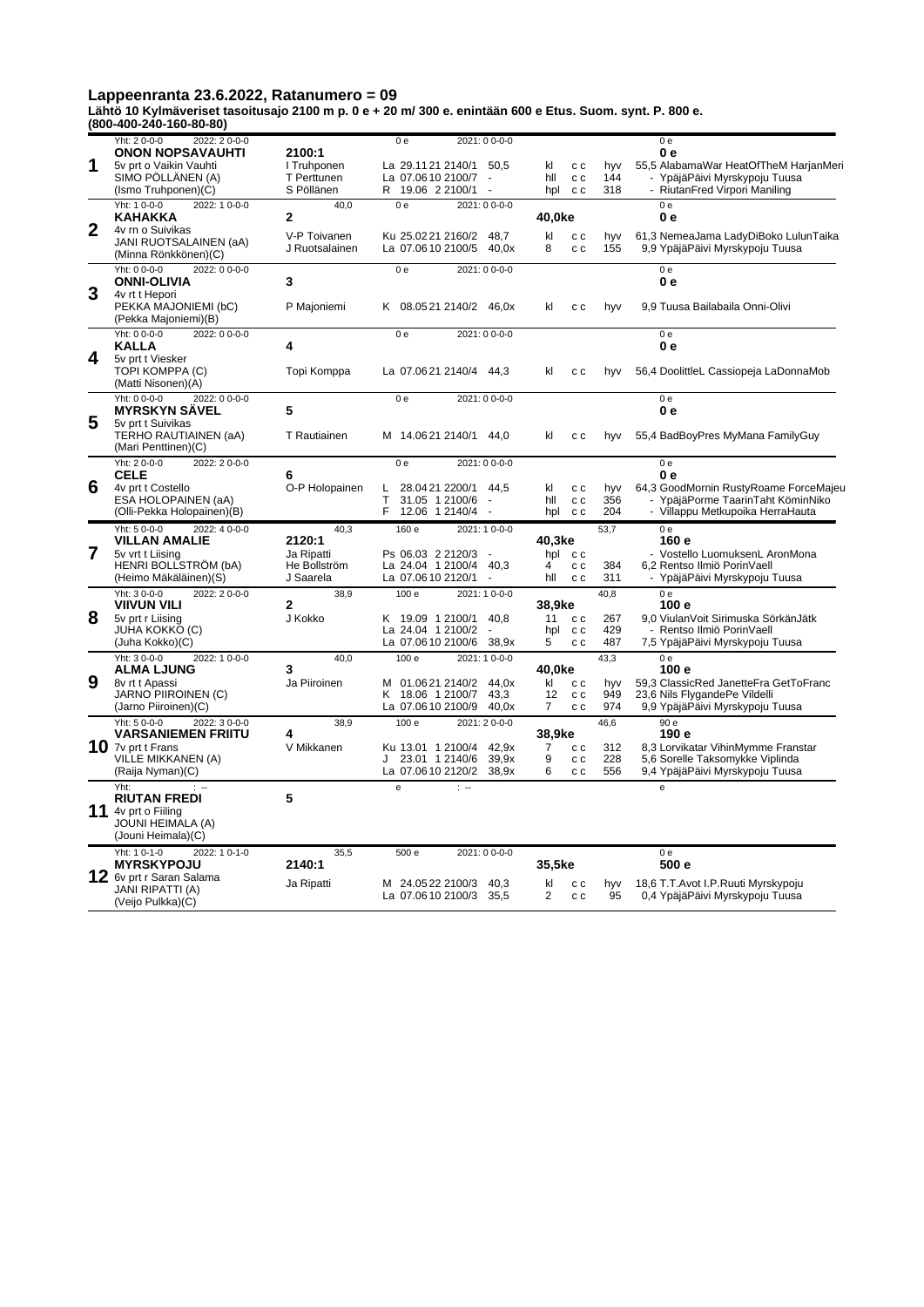# Lappeenranta 23.6.2022, Ratanumero = 09

**Lähtö 10 Kylmäveriset tasoitusajo 2100 m p. 0 e + 20 m/ 300 e. enintään 600 e Etus. Suom. synt. P. 800 e.**
**(800-400-240-160-80-80)**

| Nro | Hevonen | Ohjastaja / Valmentaja | Starttitiedot | | | | Palkinnot / Tulokset |
|---|---|---|---|---|---|---|---|
| **1** | Yht: 2 0-0-0 2022: 2 0-0-0<br>**ONON NOPSAVAUHTI**<br>5v prt o Vaikin Vauhti<br>SIMO PÖLLÄNEN (A)<br>(Ismo Truhponen)(C) | **2100:1**<br>I Truhponen<br>T Perttunen<br>S Pöllänen | 0 e 2021: 0 0-0-0<br>La 29.11 21 2140/1 50,5<br>La 07.06 10 2100/7 -<br>R 19.06 2 2100/1 - | kl c c hyv<br>hll c c 144<br>hpl c c 318 | | | 0 e<br>**0 e**<br>55,5 AlabamaWar HeatOfTheM HarjanMeri<br>- YpäjäPäivi Myrskypoju Tuusa<br>- RiutanFred Virpori Maniling |
| **2** | Yht: 1 0-0-0 2022: 1 0-0-0<br>**KAHAKKA**<br>4v rn o Suivikas<br>JANI RUOTSALAINEN (aA)<br>(Minna Rönkkönen)(C) | 40,0<br>**2**<br>V-P Toivanen<br>J Ruotsalainen | 0 e 2021: 0 0-0-0<br>Ku 25.02 21 2160/2 48,7<br>La 07.06 10 2100/5 40,0x | **40,0ke**<br>kl c c hyv<br>8 c c 155 | | | 0 e<br>**0 e**<br>61,3 NemeaJama LadyDiBoko LulunTaika<br>9,9 YpäjäPäivi Myrskypoju Tuusa |
| **3** | Yht: 0 0-0-0 2022: 0 0-0-0<br>**ONNI-OLIVIA**<br>4v rt t Hepori<br>PEKKA MAJONIEMI (bC)<br>(Pekka Majoniemi)(B) | **3**<br>P Majoniemi | 0 e 2021: 0 0-0-0<br>K 08.05 21 2140/2 46,0x | kl c c hyv | | | 0 e<br>**0 e**<br>9,9 Tuusa Bailabaila Onni-Olivi |
| **4** | Yht: 0 0-0-0 2022: 0 0-0-0<br>**KALLA**<br>5v prt t Viesker<br>TOPI KOMPPA (C)<br>(Matti Nisonen)(A) | **4**<br>Topi Komppa | 0 e 2021: 0 0-0-0<br>La 07.06 21 2140/4 44,3 | kl c c hyv | | | 0 e<br>**0 e**<br>56,4 DoolittleL Cassiopeja LaDonnaMob |
| **5** | Yht: 0 0-0-0 2022: 0 0-0-0<br>**MYRSKYN SÄVEL**<br>5v prt t Suivikas<br>TERHO RAUTIAINEN (aA)<br>(Mari Penttinen)(C) | **5**<br>T Rautiainen | 0 e 2021: 0 0-0-0<br>M 14.06 21 2140/1 44,0 | kl c c hyv | | | 0 e<br>**0 e**<br>55,4 BadBoyPres MyMana FamilyGuy |
| **6** | Yht: 2 0-0-0 2022: 2 0-0-0<br>**CELE**<br>4v prt t Costello<br>ESA HOLOPAINEN (aA)<br>(Olli-Pekka Holopainen)(B) | **6**<br>O-P Holopainen | 0 e 2021: 0 0-0-0<br>L 28.04 21 2200/1 44,5<br>T 31.05 1 2100/6 -<br>F 12.06 1 2140/4 - | kl c c hyv<br>hll c c 356<br>hpl c c 204 | | | 0 e<br>**0 e**<br>64,3 GoodMornin RustyRoame ForceMajeu<br>- YpäjäPorme TaarinTaht KöminNiko<br>- Villappu Metkupoika HerraHauta |
| **7** | Yht: 5 0-0-0 2022: 4 0-0-0<br>**VILLAN AMALIE**<br>5v rt t Liising<br>HENRI BOLLSTRÖM (bA)<br>(Heimo Mäkäläinen)(S) | 40,3<br>**2120:1**<br>Ja Ripatti<br>He Bollström<br>J Saarela | 160 e 2021: 1 0-0-0<br>Ps 06.03 2 2120/3 -<br>La 24.04 1 2100/4 40,3<br>La 07.06 10 2120/1 - | **40,3ke** 53,7<br>hpl c c<br>4 c c 384<br>hll c c 311 | | | 0 e<br>**160 e**<br>- Vostello LuomuksenL AronMona<br>6,2 Rentso Ilmiö PorinVaell<br>- YpäjäPäivi Myrskypoju Tuusa |
| **8** | Yht: 3 0-0-0 2022: 2 0-0-0<br>**VIIVUN VILI**<br>5v prt r Liising<br>JUHA KOKKO (C)<br>(Juha Kokko)(C) | 38,9<br>**2**<br>J Kokko | 100 e 2021: 1 0-0-0<br>K 19.09 1 2100/1 40,8<br>La 24.04 1 2100/2 -<br>La 07.06 10 2100/6 38,9x | **38,9ke** 40,8<br>11 c c 267<br>hpl c c 429<br>5 c c 487 | | | 0 e<br>**100 e**<br>9,0 ViulanVoit Sirimuska SörkänJätk<br>- Rentso Ilmiö PorinVaell<br>7,5 YpäjäPäivi Myrskypoju Tuusa |
| **9** | Yht: 3 0-0-0 2022: 1 0-0-0<br>**ALMA LJUNG**<br>8v rt t Apassi<br>JARNO PIIROINEN (C)<br>(Jarno Piiroinen)(C) | 40,0<br>**3**<br>Ja Piiroinen | 100 e 2021: 1 0-0-0<br>M 01.06 21 2140/2 44,0x<br>K 18.06 1 2100/7 43,3<br>La 07.06 10 2100/9 40,0x | **40,0ke** 43,3<br>kl c c hyv<br>12 c c 949<br>7 c c 974 | | | 0 e<br>**100 e**<br>59,3 ClassicRed JanetteFra GetToFranc<br>23,6 Nils FlygandePe Vildelli<br>9,9 YpäjäPäivi Myrskypoju Tuusa |
| **10** | Yht: 5 0-0-0 2022: 3 0-0-0<br>**VARSANIEMEN FRIITU**<br>7v prt t Frans<br>VILLE MIKKANEN (A)<br>(Raija Nyman)(C) | 38,9<br>**4**<br>V Mikkanen | 100 e 2021: 2 0-0-0<br>Ku 13.01 1 2100/4 42,9x<br>J 23.01 1 2140/6 39,9x<br>La 07.06 10 2120/2 38,9x | **38,9ke** 46,6<br>7 c c 312<br>9 c c 228<br>6 c c 556 | | | 90 e<br>**190 e**<br>8,3 Lorvikatar VihinMymme Franstar<br>5,6 Sorelle Taksomykke Viplinda<br>9,4 YpäjäPäivi Myrskypoju Tuusa |
| **11** | Yht: : --<br>**RIUTAN FREDI**<br>4v prt o Fiiling<br>JOUNI HEIMALA (A)<br>(Jouni Heimala)(C) | **5** | e : -- | | | | e |
| **12** | Yht: 1 0-1-0 2022: 1 0-1-0<br>**MYRSKYPOJU**<br>6v prt r Saran Salama<br>JANI RIPATTI (A)<br>(Veijo Pulkka)(C) | 35,5<br>**2140:1**<br>Ja Ripatti | 500 e 2021: 0 0-0-0<br>M 24.05 22 2100/3 40,3<br>La 07.06 10 2100/3 35,5 | **35,5ke**<br>kl c c hyv<br>2 c c 95 | | | 0 e<br>**500 e**<br>18,6 T.T.Avot I.P.Ruuti Myrskypoju<br>0,4 YpäjäPäivi Myrskypoju Tuusa |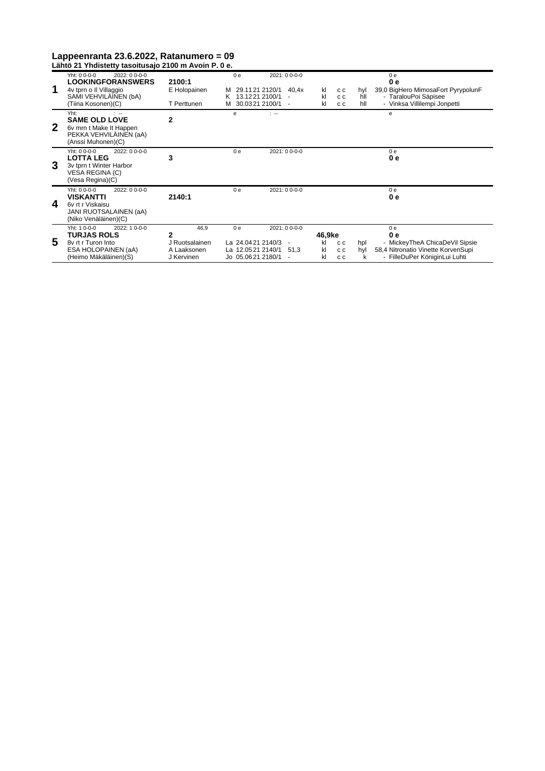## Lappeenranta 23.6.2022, Ratanumero = 09

**Lähtö 21 Yhdistetty tasoitusajo 2100 m Avoin P. 0 e.**

| Nro | Hevonen | Lähtö | Kilpailut | | | | |
|---|---|---|---|---|---|---|---|
| **1** | Yht: 0 0-0-0 2022: 0 0-0-0<br>**LOOKINGFORANSWERS**<br>4v tprn o Il Villaggio<br>SAMI VEHVILÄINEN (bA)<br>(Tiina Kosonen)(C) | **2100:1**<br>E Holopainen<br>T Perttunen | 0 e 2021: 0 0-0-0<br>M 29.11 21 2120/1 40,4x<br>K 13.12 21 2100/1 -<br>M 30.03 21 2100/1 - | kl c c hyl<br>kl c c hll<br>kl c c hll | 0 e<br>**0 e**<br>39,0 BigHero MimosaFort PyrypolunF<br>- TaralouPoi Säpisee<br>- Vinksa Villilempi Jonpetti |
| **2** | Yht: : --<br>**SAME OLD LOVE**<br>6v mrn t Make It Happen<br>PEKKA VEHVILÄINEN (aA)<br>(Anssi Muhonen)(C) | **2** | e : -- | | e |
| **3** | Yht: 0 0-0-0 2022: 0 0-0-0<br>**LOTTA LEG**<br>3v tprn t Winter Harbor<br>VESA REGINA (C)<br>(Vesa Regina)(C) | **3** | 0 e 2021: 0 0-0-0 | | 0 e<br>**0 e** |
| **4** | Yht: 0 0-0-0 2022: 0 0-0-0<br>**VISKANTTI**<br>6v rt r Viskaisu<br>JANI RUOTSALAINEN (aA)<br>(Niko Venäläinen)(C) | **2140:1** | 0 e 2021: 0 0-0-0 | | 0 e<br>**0 e** |
| **5** | Yht: 1 0-0-0 2022: 1 0-0-0<br>**TURJAS ROLS**<br>8v rt r Turon Into<br>ESA HOLOPAINEN (aA)<br>(Heimo Mäkäläinen)(S) | 46,9<br>**2**<br>J Ruotsalainen<br>A Laaksonen<br>J Kervinen | 0 e 2021: 0 0-0-0<br>La 24.04 21 2140/3 -<br>La 12.05 21 2140/1 51,3<br>Jo 05.06 21 2180/1 - | **46,9ke**<br>kl c c hpl<br>kl c c hyl<br>kl c c k | 0 e<br>**0 e**<br>- MickeyTheA ChicaDeVil Sipsie<br>58,4 Nitronatio Vinette KorvenSupi<br>- FilleDuPer KöniginLui Luhti |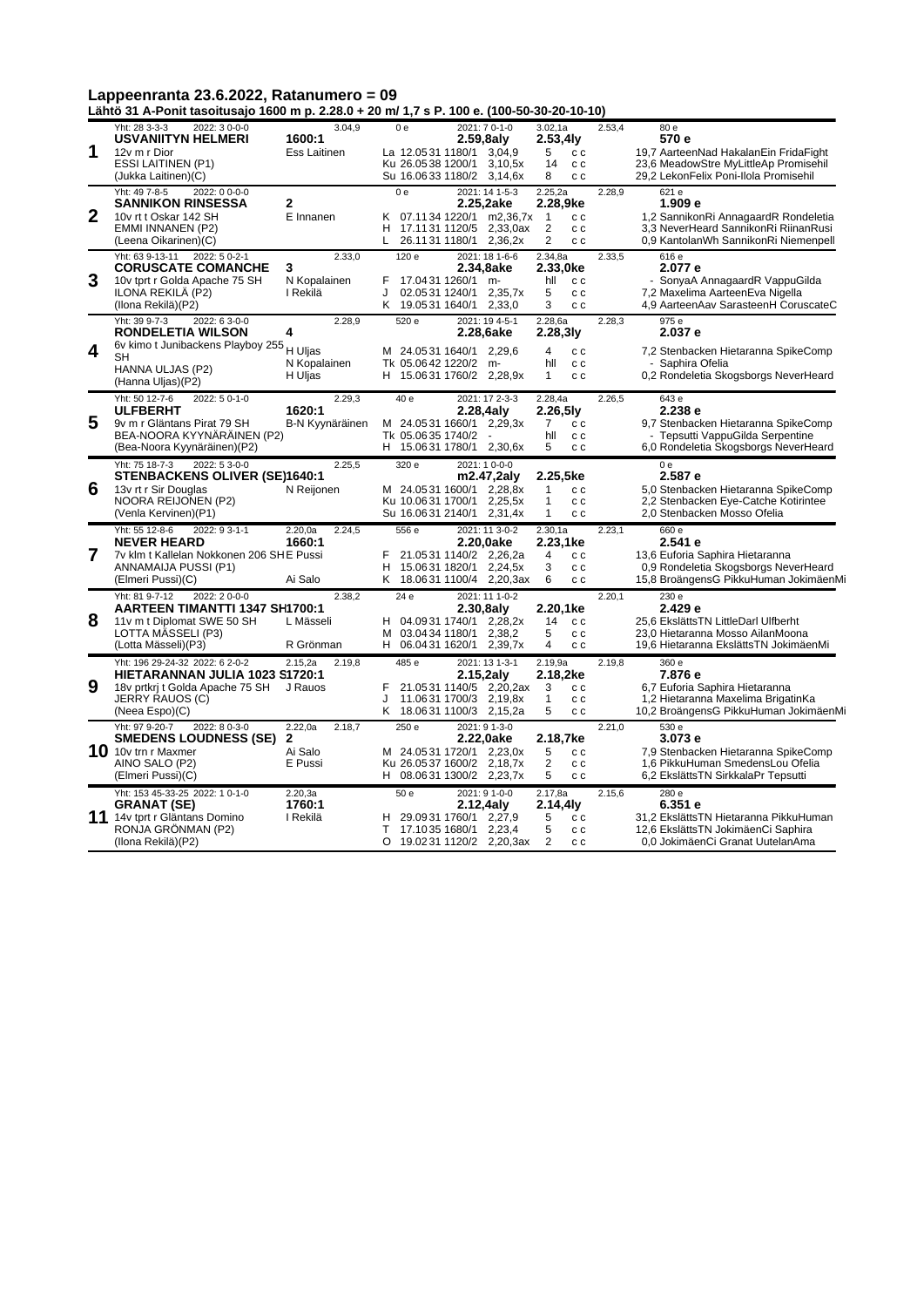# Lappeenranta 23.6.2022, Ratanumero = 09

**Lähtö 31 A-Ponit tasoitusajo 1600 m p. 2.28.0 + 20 m/ 1,7 s P. 100 e. (100-50-30-20-10-10)**

| | | | | | | |
|---|---|---|---|---|---|---|
| **1** | Yht: 28 3-3-3 2022: 3 0-0-0<br>**USVANIITYN HELMERI**<br>12v m r Dior<br>ESSI LAITINEN (P1)<br>(Jukka Laitinen)(C) | 3.04,9<br>**1600:1**<br>Ess Laitinen | 0 e 2021: 7 0-1-0<br>**2.59,8aly**<br>La 12.05 31 1180/1 3,04,9<br>Ku 26.05 38 1200/1 3,10,5x<br>Su 16.06 33 1180/2 3,14,6x | 3.02,1a<br>**2.53,4ly**<br>5 c c<br>14 c c<br>8 c c | 2.53,4 | 80 e<br>**570 e**<br>19,7 AarteenNad HakalanEin FridaFight<br>23,6 MeadowStre MyLittleAp Promisehil<br>29,2 LekonFelix Poni-Ilola Promisehil |
| **2** | Yht: 49 7-8-5 2022: 0 0-0-0<br>**SANNIKON RINSESSA**<br>10v rt t Oskar 142 SH<br>EMMI INNANEN (P2)<br>(Leena Oikarinen)(C) | **2**<br>E Innanen | 0 e 2021: 14 1-5-3<br>**2.25,2ake**<br>K 07.11 34 1220/1 m2,36,7x<br>H 17.11 31 1120/5 2,33,0ax<br>L 26.11 31 1180/1 2,36,2x | 2.25,2a<br>**2.28,9ke**<br>1 c c<br>2 c c<br>2 c c | 2.28,9 | 621 e<br>**1.909 e**<br>1,2 SannikonRi AnnagaardR Rondeletia<br>3,3 NeverHeard SannikonRi RiinanRusi<br>0,9 KantolanWh SannikonRi Niemenpell |
| **3** | Yht: 63 9-13-11 2022: 5 0-2-1<br>**CORUSCATE COMANCHE**<br>10v tprt r Golda Apache 75 SH<br>ILONA REKILÄ (P2)<br>(Ilona Rekilä)(P2) | 2.33,0<br>**3**<br>N Kopalainen<br>I Rekilä | 120 e 2021: 18 1-6-6<br>**2.34,8ake**<br>F 17.04 31 1260/1 m-<br>J 02.05 31 1240/1 2,35,7x<br>K 19.05 31 1640/1 2,33,0 | 2.34,8a<br>**2.33,0ke**<br>hll c c<br>5 c c<br>3 c c | 2.33,5 | 616 e<br>**2.077 e**<br>- SonyaA AnnagaardR VappuGilda<br>7,2 Maxelima AarteenEva Nigella<br>4,9 AarteenAav SarasteenH CoruscateC |
| **4** | Yht: 39 9-7-3 2022: 6 3-0-0<br>**RONDELETIA WILSON**<br>6v kimo t Junibackens Playboy 255 SH<br>HANNA ULJAS (P2)<br>(Hanna Uljas)(P2) | 2.28,9<br>**4**<br>H Uljas<br>N Kopalainen<br>H Uljas | 520 e 2021: 19 4-5-1<br>**2.28,6ake**<br>M 24.05 31 1640/1 2,29,6<br>Tk 05.06 42 1220/2 m-<br>H 15.06 31 1760/2 2,28,9x | 2.28,6a<br>**2.28,3ly**<br>4 c c<br>hll c c<br>1 c c | 2.28,3 | 975 e<br>**2.037 e**<br>7,2 Stenbacken Hietaranna SpikeComp<br>- Saphira Ofelia<br>0,2 Rondeletia Skogsborgs NeverHeard |
| **5** | Yht: 50 12-7-6 2022: 5 0-1-0<br>**ULFBERHT**<br>9v m r Gläntans Pirat 79 SH<br>BEA-NOORA KYYNÄRÄINEN (P2)<br>(Bea-Noora Kyynäräinen)(P2) | 2.29,3<br>**1620:1**<br>B-N Kyynäräinen | 40 e 2021: 17 2-3-3<br>**2.28,4aly**<br>M 24.05 31 1660/1 2,29,3x<br>Tk 05.06 35 1740/2 -<br>H 15.06 31 1780/1 2,30,6x | 2.28,4a<br>**2.26,5ly**<br>7 c c<br>hll c c<br>5 c c | 2.26,5 | 643 e<br>**2.238 e**<br>9,7 Stenbacken Hietaranna SpikeComp<br>- Tepsutti VappuGilda Serpentine<br>6,0 Rondeletia Skogsborgs NeverHeard |
| **6** | Yht: 75 18-7-3 2022: 5 3-0-0<br>**STENBACKENS OLIVER (SE)1640:1**<br>13v rt r Sir Douglas<br>NOORA REIJONEN (P2)<br>(Venla Kervinen)(P1) | 2.25,5<br>N Reijonen | 320 e 2021: 1 0-0-0<br>**m2.47,2aly**<br>M 24.05 31 1600/1 2,28,8x<br>Ku 10.06 31 1700/1 2,25,5x<br>Su 16.06 31 2140/1 2,31,4x | **2.25,5ke**<br>1 c c<br>1 c c<br>1 c c | | 0 e<br>**2.587 e**<br>5,0 Stenbacken Hietaranna SpikeComp<br>2,2 Stenbacken Eye-Catche Kotirintee<br>2,0 Stenbacken Mosso Ofelia |
| **7** | Yht: 55 12-8-6 2022: 9 3-1-1<br>**NEVER HEARD**<br>7v klm t Kallelan Nokkonen 206 SH<br>ANNAMAIJA PUSSI (P1)<br>(Elmeri Pussi)(C) | 2.20,0a 2.24,5<br>**1660:1**<br>E Pussi<br>Ai Salo | 556 e 2021: 11 3-0-2<br>**2.20,0ake**<br>F 21.05 31 1140/2 2,26,2a<br>H 15.06 31 1820/1 2,24,5x<br>K 18.06 31 1100/4 2,20,3ax | 2.30,1a<br>**2.23,1ke**<br>4 c c<br>3 c c<br>6 c c | 2.23,1 | 660 e<br>**2.541 e**<br>13,6 Euforia Saphira Hietaranna<br>0,9 Rondeletia Skogsborgs NeverHeard<br>15,8 BroängensG PikkuHuman JokimäenMi |
| **8** | Yht: 81 9-7-12 2022: 2 0-0-0<br>**AARTEEN TIMANTTI 1347 SH1700:1**<br>11v m t Diplomat SWE 50 SH<br>LOTTA MÄSSELI (P3)<br>(Lotta Mässeli)(P3) | 2.38,2<br>L Mässeli<br>R Grönman | 24 e 2021: 11 1-0-2<br>**2.30,8aly**<br>H 04.09 31 1740/1 2,28,2x<br>M 03.04 34 1180/1 2,38,2<br>H 06.04 31 1620/1 2,39,7x | **2.20,1ke**<br>14 c c<br>5 c c<br>4 c c | 2.20,1 | 230 e<br>**2.429 e**<br>25,6 EkslättsTN LittleDarl Ulfberht<br>23,0 Hietaranna Mosso AilanMoona<br>19,6 Hietaranna EkslättsTN JokimäenMi |
| **9** | Yht: 196 29-24-32 2022: 6 2-0-2<br>**HIETARANNAN JULIA 1023 S1720:1**<br>18v prtkrj t Golda Apache 75 SH<br>JERRY RAUOS (C)<br>(Neea Espo)(C) | 2.15,2a 2.19,8<br>J Rauos | 485 e 2021: 13 1-3-1<br>**2.15,2aly**<br>F 21.05 31 1140/5 2,20,2ax<br>J 11.06 31 1700/3 2,19,8x<br>K 18.06 31 1100/3 2,15,2a | 2.19,9a<br>**2.18,2ke**<br>3 c c<br>1 c c<br>5 c c | 2.19,8 | 360 e<br>**7.876 e**<br>6,7 Euforia Saphira Hietaranna<br>1,2 Hietaranna Maxelima BrigatinKa<br>10,2 BroängensG PikkuHuman JokimäenMi |
| **10** | Yht: 97 9-20-7 2022: 8 0-3-0<br>**SMEDENS LOUDNESS (SE)**<br>10v trn r Maxmer<br>AINO SALO (P2)<br>(Elmeri Pussi)(C) | 2.22,0a 2.18,7<br>**2**<br>Ai Salo<br>E Pussi | 250 e 2021: 9 1-3-0<br>**2.22,0ake**<br>M 24.05 31 1720/1 2,23,0x<br>Ku 26.05 37 1600/2 2,18,7x<br>H 08.06 31 1300/2 2,23,7x | **2.18,7ke**<br>5 c c<br>2 c c<br>5 c c | 2.21,0 | 530 e<br>**3.073 e**<br>7,9 Stenbacken Hietaranna SpikeComp<br>1,6 PikkuHuman SmedensLou Ofelia<br>6,2 EkslättsTN SirkkalaPr Tepsutti |
| **11** | Yht: 153 45-33-25 2022: 1 0-1-0<br>**GRANAT (SE)**<br>14v tprt r Gläntans Domino<br>RONJA GRÖNMAN (P2)<br>(Ilona Rekilä)(P2) | 2.20,3a<br>**1760:1**<br>I Rekilä | 50 e 2021: 9 1-0-0<br>**2.12,4aly**<br>H 29.09 31 1760/1 2,27,9<br>T 17.10 35 1680/1 2,23,4<br>O 19.02 31 1120/2 2,20,3ax | 2.17,8a<br>**2.14,4ly**<br>5 c c<br>5 c c<br>2 c c | 2.15,6 | 280 e<br>**6.351 e**<br>31,2 EkslättsTN Hietaranna PikkuHuman<br>12,6 EkslättsTN JokimäenCi Saphira<br>0,0 JokimäenCi Granat UutelanAma |